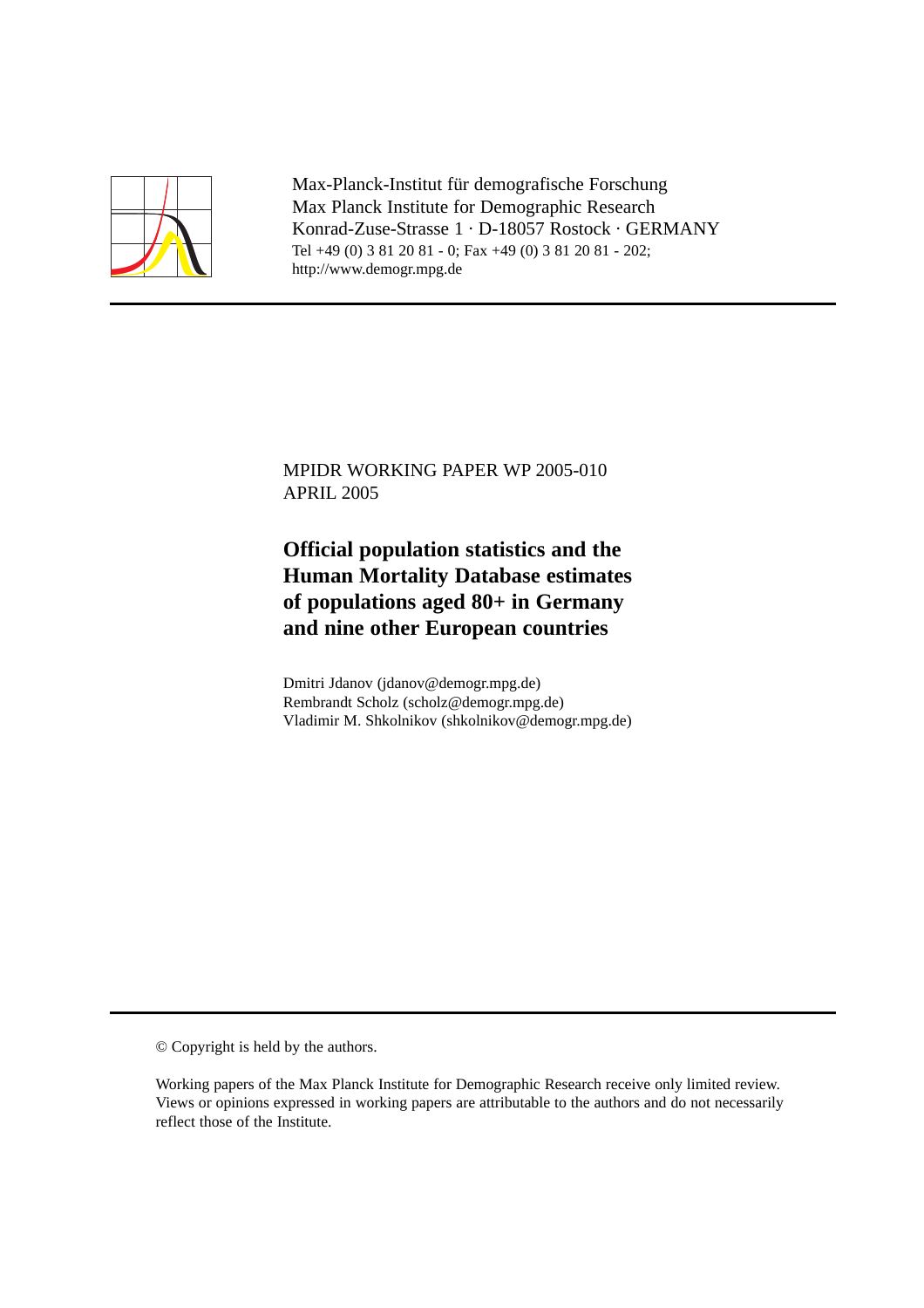Max-Planck-Institut für demografische Forschung
Max Planck Institute for Demographic Research
Konrad-Zuse-Strasse 1 · D-18057 Rostock · GERMANY
Tel +49 (0) 3 81 20 81 - 0; Fax +49 (0) 3 81 20 81 - 202;
http://www.demogr.mpg.de

---

MPIDR WORKING PAPER WP 2005-010
APRIL 2005

# Official population statistics and the Human Mortality Database estimates of populations aged 80+ in Germany and nine other European countries

Dmitri Jdanov (jdanov@demogr.mpg.de)
Rembrandt Scholz (scholz@demogr.mpg.de)
Vladimir M. Shkolnikov (shkolnikov@demogr.mpg.de)

---

© Copyright is held by the authors.

Working papers of the Max Planck Institute for Demographic Research receive only limited review.
Views or opinions expressed in working papers are attributable to the authors and do not necessarily reflect those of the Institute.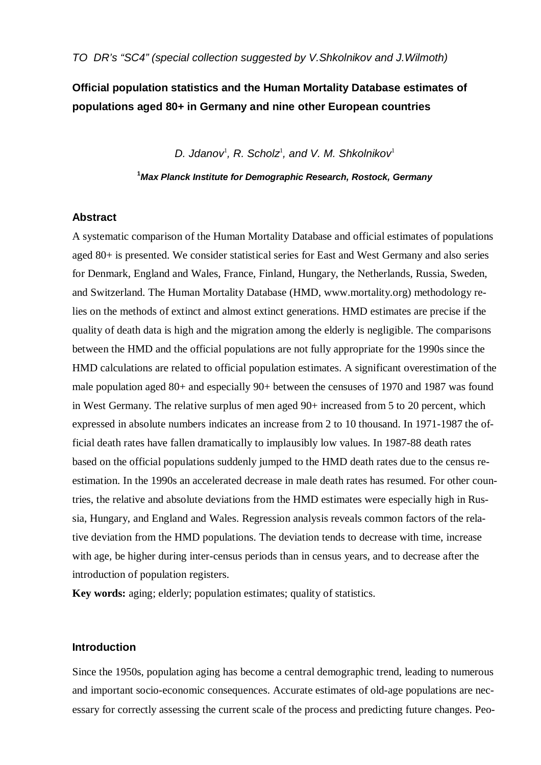*TO DR's "SC4" (special collection suggested by V.Shkolnikov and J.Wilmoth)*

# Official population statistics and the Human Mortality Database estimates of populations aged 80+ in Germany and nine other European countries

*D. Jdanov[1], R. Scholz[1], and V. M. Shkolnikov[1]*

**[1]*Max Planck Institute for Demographic Research, Rostock, Germany***

## Abstract

A systematic comparison of the Human Mortality Database and official estimates of populations aged 80+ is presented. We consider statistical series for East and West Germany and also series for Denmark, England and Wales, France, Finland, Hungary, the Netherlands, Russia, Sweden, and Switzerland. The Human Mortality Database (HMD, www.mortality.org) methodology relies on the methods of extinct and almost extinct generations. HMD estimates are precise if the quality of death data is high and the migration among the elderly is negligible. The comparisons between the HMD and the official populations are not fully appropriate for the 1990s since the HMD calculations are related to official population estimates. A significant overestimation of the male population aged 80+ and especially 90+ between the censuses of 1970 and 1987 was found in West Germany. The relative surplus of men aged 90+ increased from 5 to 20 percent, which expressed in absolute numbers indicates an increase from 2 to 10 thousand. In 1971-1987 the official death rates have fallen dramatically to implausibly low values. In 1987-88 death rates based on the official populations suddenly jumped to the HMD death rates due to the census re-estimation. In the 1990s an accelerated decrease in male death rates has resumed. For other countries, the relative and absolute deviations from the HMD estimates were especially high in Russia, Hungary, and England and Wales. Regression analysis reveals common factors of the relative deviation from the HMD populations. The deviation tends to decrease with time, increase with age, be higher during inter-census periods than in census years, and to decrease after the introduction of population registers.

**Key words:** aging; elderly; population estimates; quality of statistics.

## Introduction

Since the 1950s, population aging has become a central demographic trend, leading to numerous and important socio-economic consequences. Accurate estimates of old-age populations are necessary for correctly assessing the current scale of the process and predicting future changes. Peo-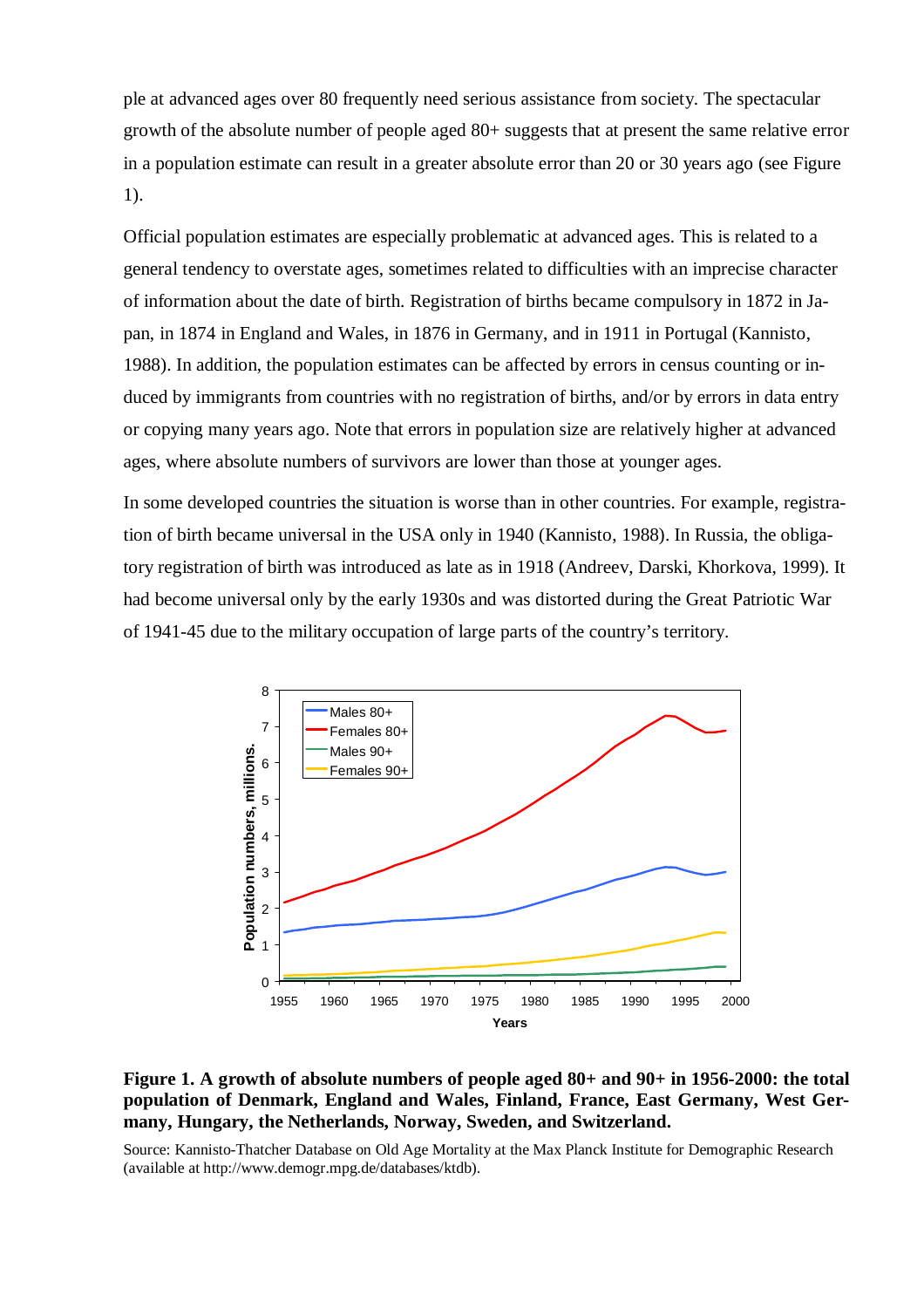ple at advanced ages over 80 frequently need serious assistance from society. The spectacular growth of the absolute number of people aged 80+ suggests that at present the same relative error in a population estimate can result in a greater absolute error than 20 or 30 years ago (see Figure 1).

Official population estimates are especially problematic at advanced ages. This is related to a general tendency to overstate ages, sometimes related to difficulties with an imprecise character of information about the date of birth. Registration of births became compulsory in 1872 in Japan, in 1874 in England and Wales, in 1876 in Germany, and in 1911 in Portugal (Kannisto, 1988). In addition, the population estimates can be affected by errors in census counting or induced by immigrants from countries with no registration of births, and/or by errors in data entry or copying many years ago. Note that errors in population size are relatively higher at advanced ages, where absolute numbers of survivors are lower than those at younger ages.

In some developed countries the situation is worse than in other countries. For example, registration of birth became universal in the USA only in 1940 (Kannisto, 1988). In Russia, the obligatory registration of birth was introduced as late as in 1918 (Andreev, Darski, Khorkova, 1999). It had become universal only by the early 1930s and was distorted during the Great Patriotic War of 1941-45 due to the military occupation of large parts of the country's territory.

**Figure 1. A growth of absolute numbers of people aged 80+ and 90+ in 1956-2000: the total population of Denmark, England and Wales, Finland, France, East Germany, West Germany, Hungary, the Netherlands, Norway, Sweden, and Switzerland.**

Source: Kannisto-Thatcher Database on Old Age Mortality at the Max Planck Institute for Demographic Research (available at http://www.demogr.mpg.de/databases/ktdb).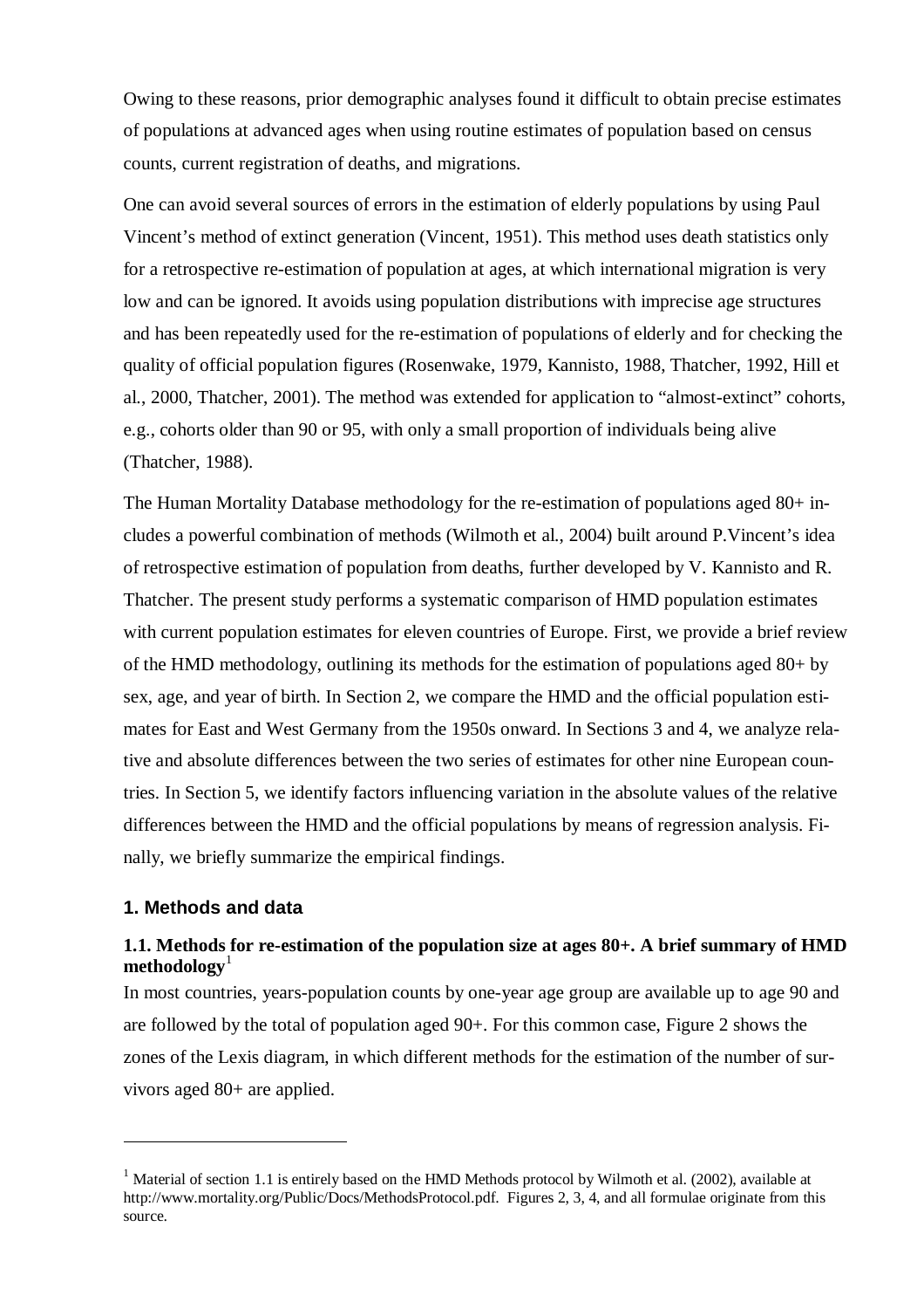Owing to these reasons, prior demographic analyses found it difficult to obtain precise estimates of populations at advanced ages when using routine estimates of population based on census counts, current registration of deaths, and migrations.

One can avoid several sources of errors in the estimation of elderly populations by using Paul Vincent's method of extinct generation (Vincent, 1951). This method uses death statistics only for a retrospective re-estimation of population at ages, at which international migration is very low and can be ignored. It avoids using population distributions with imprecise age structures and has been repeatedly used for the re-estimation of populations of elderly and for checking the quality of official population figures (Rosenwake, 1979, Kannisto, 1988, Thatcher, 1992, Hill et al., 2000, Thatcher, 2001). The method was extended for application to "almost-extinct" cohorts, e.g., cohorts older than 90 or 95, with only a small proportion of individuals being alive (Thatcher, 1988).

The Human Mortality Database methodology for the re-estimation of populations aged 80+ includes a powerful combination of methods (Wilmoth et al., 2004) built around P.Vincent's idea of retrospective estimation of population from deaths, further developed by V. Kannisto and R. Thatcher. The present study performs a systematic comparison of HMD population estimates with current population estimates for eleven countries of Europe. First, we provide a brief review of the HMD methodology, outlining its methods for the estimation of populations aged 80+ by sex, age, and year of birth. In Section 2, we compare the HMD and the official population estimates for East and West Germany from the 1950s onward. In Sections 3 and 4, we analyze relative and absolute differences between the two series of estimates for other nine European countries. In Section 5, we identify factors influencing variation in the absolute values of the relative differences between the HMD and the official populations by means of regression analysis. Finally, we briefly summarize the empirical findings.

## 1. Methods and data

### 1.1. Methods for re-estimation of the population size at ages 80+. A brief summary of HMD methodology[1]

In most countries, years-population counts by one-year age group are available up to age 90 and are followed by the total of population aged 90+. For this common case, Figure 2 shows the zones of the Lexis diagram, in which different methods for the estimation of the number of survivors aged 80+ are applied.

---

[1] Material of section 1.1 is entirely based on the HMD Methods protocol by Wilmoth et al. (2002), available at http://www.mortality.org/Public/Docs/MethodsProtocol.pdf. Figures 2, 3, 4, and all formulae originate from this source.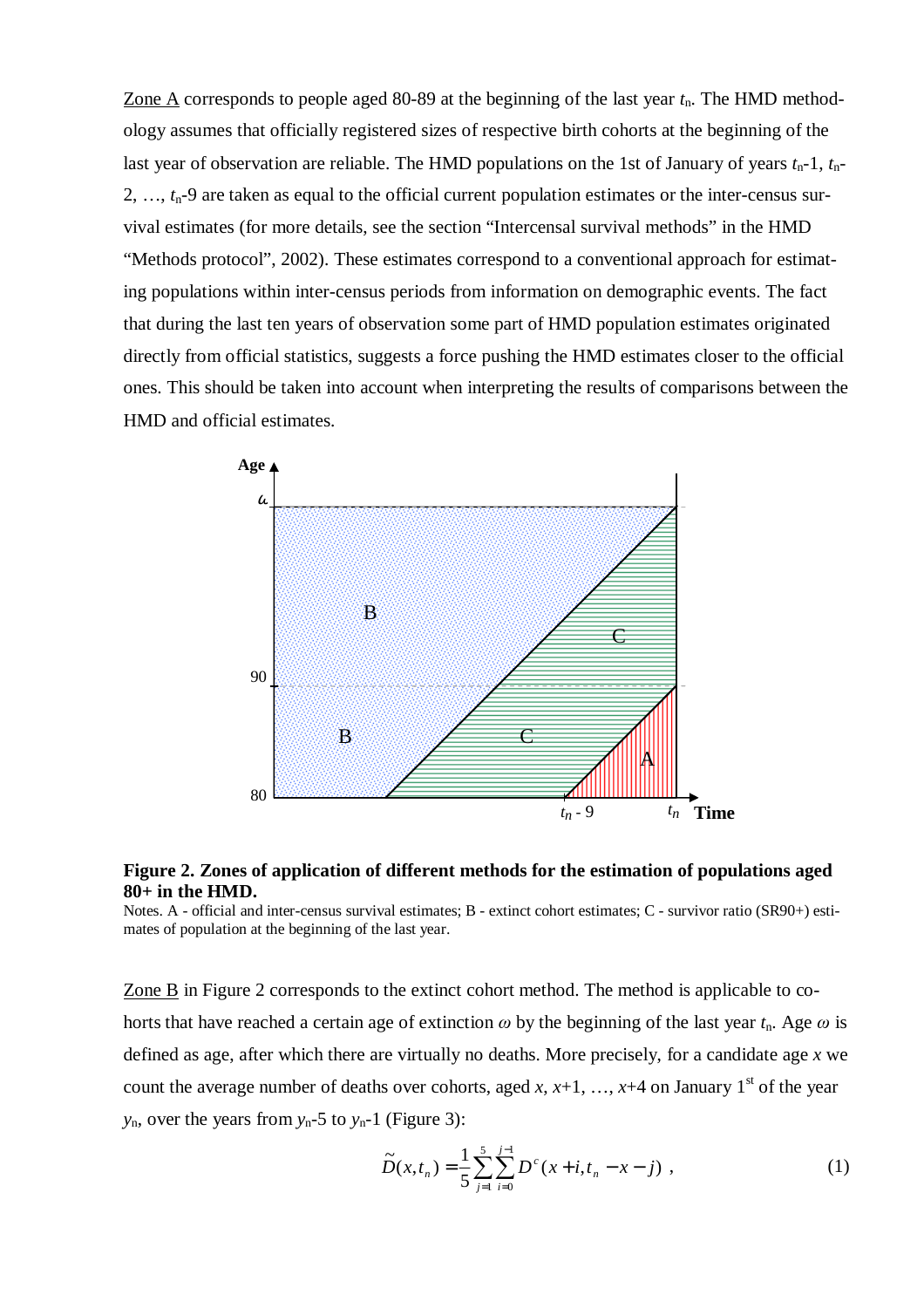Zone A corresponds to people aged 80-89 at the beginning of the last year $t_n$. The HMD methodology assumes that officially registered sizes of respective birth cohorts at the beginning of the last year of observation are reliable. The HMD populations on the 1st of January of years $t_n$-1, $t_n$-2, …, $t_n$-9 are taken as equal to the official current population estimates or the inter-census survival estimates (for more details, see the section "Intercensal survival methods" in the HMD "Methods protocol", 2002). These estimates correspond to a conventional approach for estimating populations within inter-census periods from information on demographic events. The fact that during the last ten years of observation some part of HMD population estimates originated directly from official statistics, suggests a force pushing the HMD estimates closer to the official ones. This should be taken into account when interpreting the results of comparisons between the HMD and official estimates.

**Figure 2. Zones of application of different methods for the estimation of populations aged 80+ in the HMD.**

Notes. A - official and inter-census survival estimates; B - extinct cohort estimates; C - survivor ratio (SR90+) estimates of population at the beginning of the last year.

Zone B in Figure 2 corresponds to the extinct cohort method. The method is applicable to cohorts that have reached a certain age of extinction $\omega$ by the beginning of the last year $t_n$. Age $\omega$ is defined as age, after which there are virtually no deaths. More precisely, for a candidate age $x$ we count the average number of deaths over cohorts, aged $x$, $x$+1, …, $x$+4 on January 1st of the year $y_n$, over the years from $y_n$-5 to $y_n$-1 (Figure 3):

$$\tilde{D}(x,t_n) = \frac{1}{5}\sum_{j=1}^{5}\sum_{i=0}^{j-1} D^c(x+i, t_n - x - j) \ , \tag{1}$$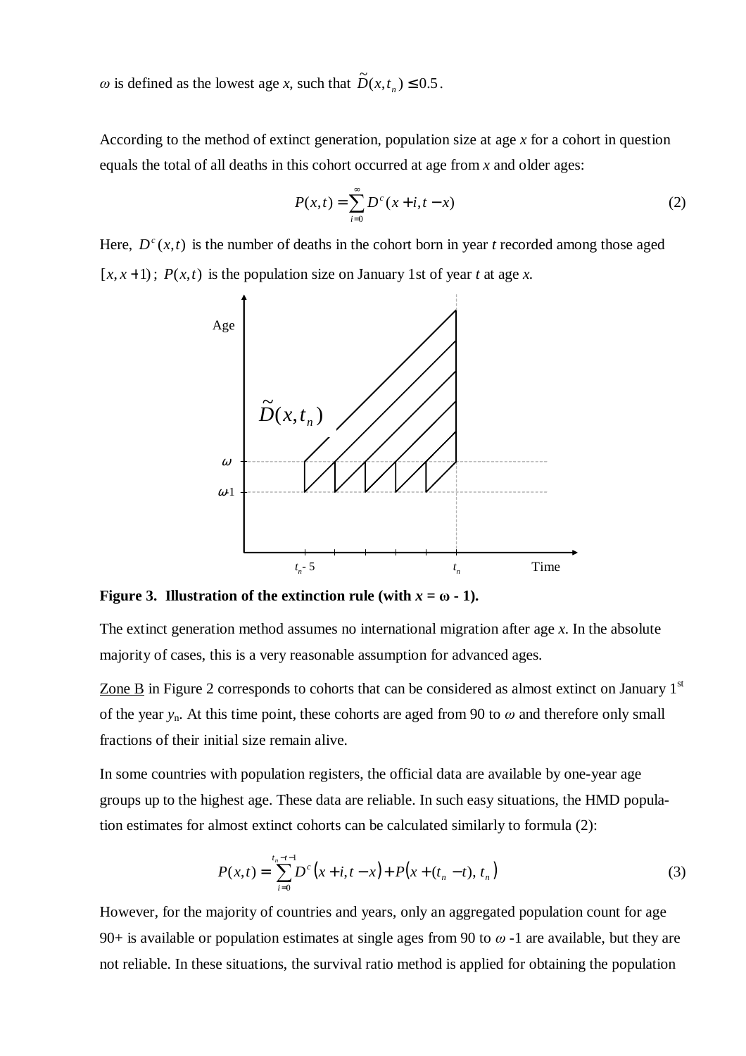$\omega$ is defined as the lowest age $x$, such that $\widetilde{D}(x,t_n) \leq 0.5$.

According to the method of extinct generation, population size at age $x$ for a cohort in question equals the total of all deaths in this cohort occurred at age from $x$ and older ages:

$$P(x,t) = \sum_{i=0}^{\infty} D^c(x+i, t-x) \tag{2}$$

Here, $D^c(x,t)$ is the number of deaths in the cohort born in year $t$ recorded among those aged $[x, x+1)$; $P(x,t)$ is the population size on January 1st of year $t$ at age $x$.

**Figure 3. Illustration of the extinction rule (with $x = \omega$ - 1).**

The extinct generation method assumes no international migration after age $x$. In the absolute majority of cases, this is a very reasonable assumption for advanced ages.

Zone B in Figure 2 corresponds to cohorts that can be considered as almost extinct on January 1st of the year $y_n$. At this time point, these cohorts are aged from 90 to $\omega$ and therefore only small fractions of their initial size remain alive.

In some countries with population registers, the official data are available by one-year age groups up to the highest age. These data are reliable. In such easy situations, the HMD population estimates for almost extinct cohorts can be calculated similarly to formula (2):

$$P(x,t) = \sum_{i=0}^{t_n-t-1} D^c\left(x+i, t-x\right) + P\left(x+(t_n-t), t_n\right) \tag{3}$$

However, for the majority of countries and years, only an aggregated population count for age 90+ is available or population estimates at single ages from 90 to $\omega$ -1 are available, but they are not reliable. In these situations, the survival ratio method is applied for obtaining the population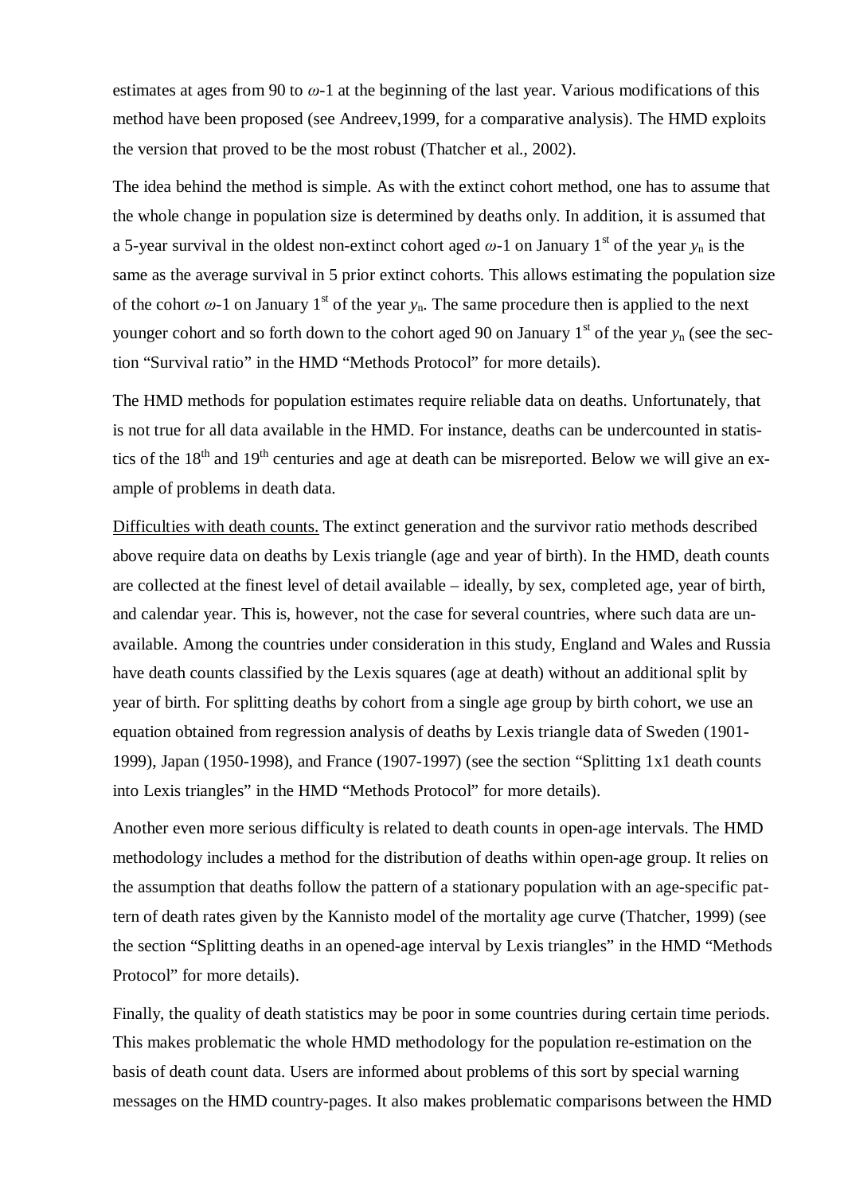estimates at ages from 90 to $\omega$-1 at the beginning of the last year. Various modifications of this method have been proposed (see Andreev,1999, for a comparative analysis). The HMD exploits the version that proved to be the most robust (Thatcher et al., 2002).

The idea behind the method is simple. As with the extinct cohort method, one has to assume that the whole change in population size is determined by deaths only. In addition, it is assumed that a 5-year survival in the oldest non-extinct cohort aged $\omega$-1 on January 1st of the year $y_n$ is the same as the average survival in 5 prior extinct cohorts. This allows estimating the population size of the cohort $\omega$-1 on January 1st of the year $y_n$. The same procedure then is applied to the next younger cohort and so forth down to the cohort aged 90 on January 1st of the year $y_n$ (see the section "Survival ratio" in the HMD "Methods Protocol" for more details).

The HMD methods for population estimates require reliable data on deaths. Unfortunately, that is not true for all data available in the HMD. For instance, deaths can be undercounted in statistics of the 18th and 19th centuries and age at death can be misreported. Below we will give an example of problems in death data.

Difficulties with death counts. The extinct generation and the survivor ratio methods described above require data on deaths by Lexis triangle (age and year of birth). In the HMD, death counts are collected at the finest level of detail available – ideally, by sex, completed age, year of birth, and calendar year. This is, however, not the case for several countries, where such data are unavailable. Among the countries under consideration in this study, England and Wales and Russia have death counts classified by the Lexis squares (age at death) without an additional split by year of birth. For splitting deaths by cohort from a single age group by birth cohort, we use an equation obtained from regression analysis of deaths by Lexis triangle data of Sweden (1901-1999), Japan (1950-1998), and France (1907-1997) (see the section "Splitting 1x1 death counts into Lexis triangles" in the HMD "Methods Protocol" for more details).

Another even more serious difficulty is related to death counts in open-age intervals. The HMD methodology includes a method for the distribution of deaths within open-age group. It relies on the assumption that deaths follow the pattern of a stationary population with an age-specific pattern of death rates given by the Kannisto model of the mortality age curve (Thatcher, 1999) (see the section "Splitting deaths in an opened-age interval by Lexis triangles" in the HMD "Methods Protocol" for more details).

Finally, the quality of death statistics may be poor in some countries during certain time periods. This makes problematic the whole HMD methodology for the population re-estimation on the basis of death count data. Users are informed about problems of this sort by special warning messages on the HMD country-pages. It also makes problematic comparisons between the HMD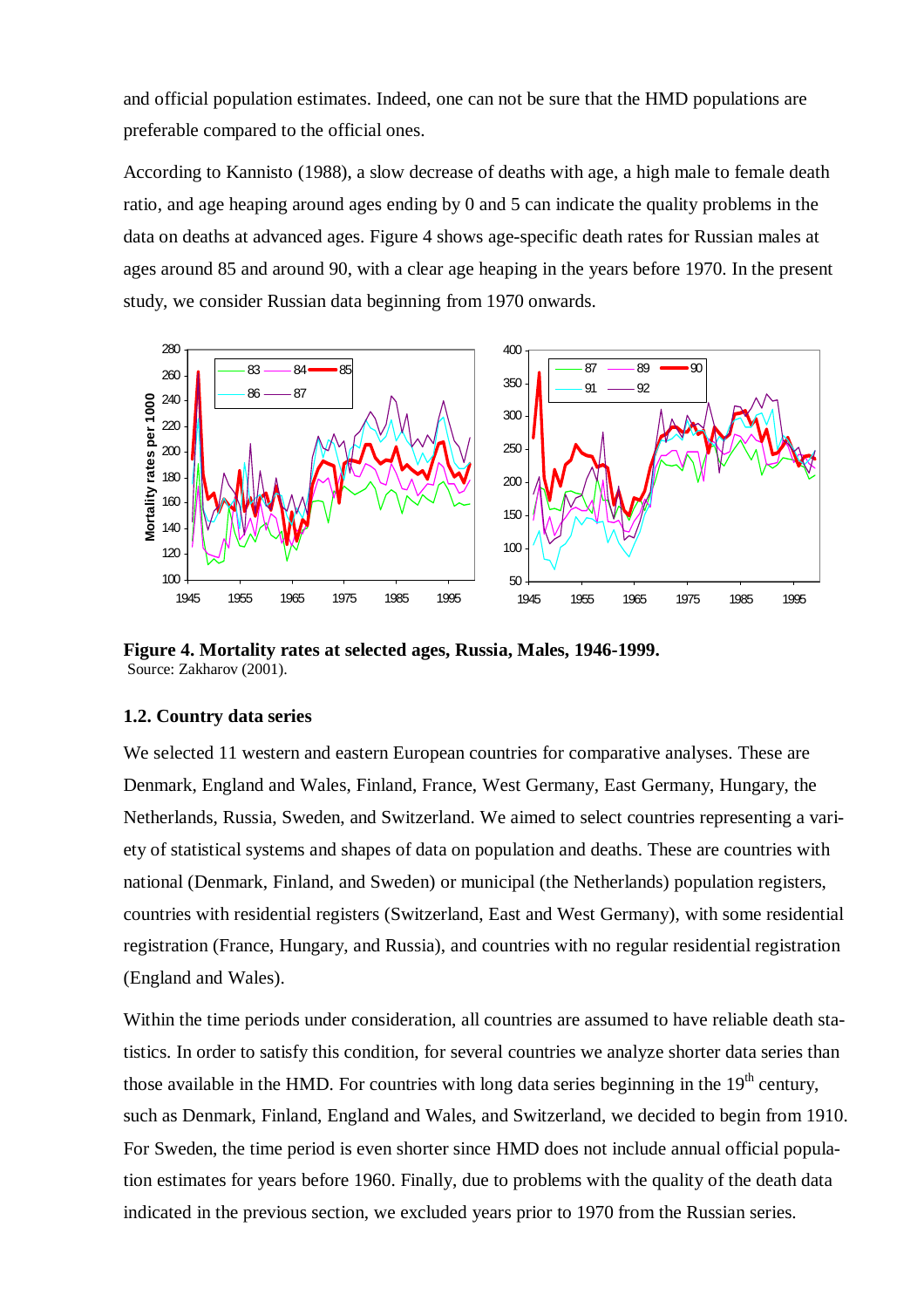and official population estimates. Indeed, one can not be sure that the HMD populations are preferable compared to the official ones.

According to Kannisto (1988), a slow decrease of deaths with age, a high male to female death ratio, and age heaping around ages ending by 0 and 5 can indicate the quality problems in the data on deaths at advanced ages. Figure 4 shows age-specific death rates for Russian males at ages around 85 and around 90, with a clear age heaping in the years before 1970. In the present study, we consider Russian data beginning from 1970 onwards.

**Figure 4. Mortality rates at selected ages, Russia, Males, 1946-1999.**
Source: Zakharov (2001).

### 1.2. Country data series

We selected 11 western and eastern European countries for comparative analyses. These are Denmark, England and Wales, Finland, France, West Germany, East Germany, Hungary, the Netherlands, Russia, Sweden, and Switzerland. We aimed to select countries representing a variety of statistical systems and shapes of data on population and deaths. These are countries with national (Denmark, Finland, and Sweden) or municipal (the Netherlands) population registers, countries with residential registers (Switzerland, East and West Germany), with some residential registration (France, Hungary, and Russia), and countries with no regular residential registration (England and Wales).

Within the time periods under consideration, all countries are assumed to have reliable death statistics. In order to satisfy this condition, for several countries we analyze shorter data series than those available in the HMD. For countries with long data series beginning in the 19$^{th}$ century, such as Denmark, Finland, England and Wales, and Switzerland, we decided to begin from 1910. For Sweden, the time period is even shorter since HMD does not include annual official population estimates for years before 1960. Finally, due to problems with the quality of the death data indicated in the previous section, we excluded years prior to 1970 from the Russian series.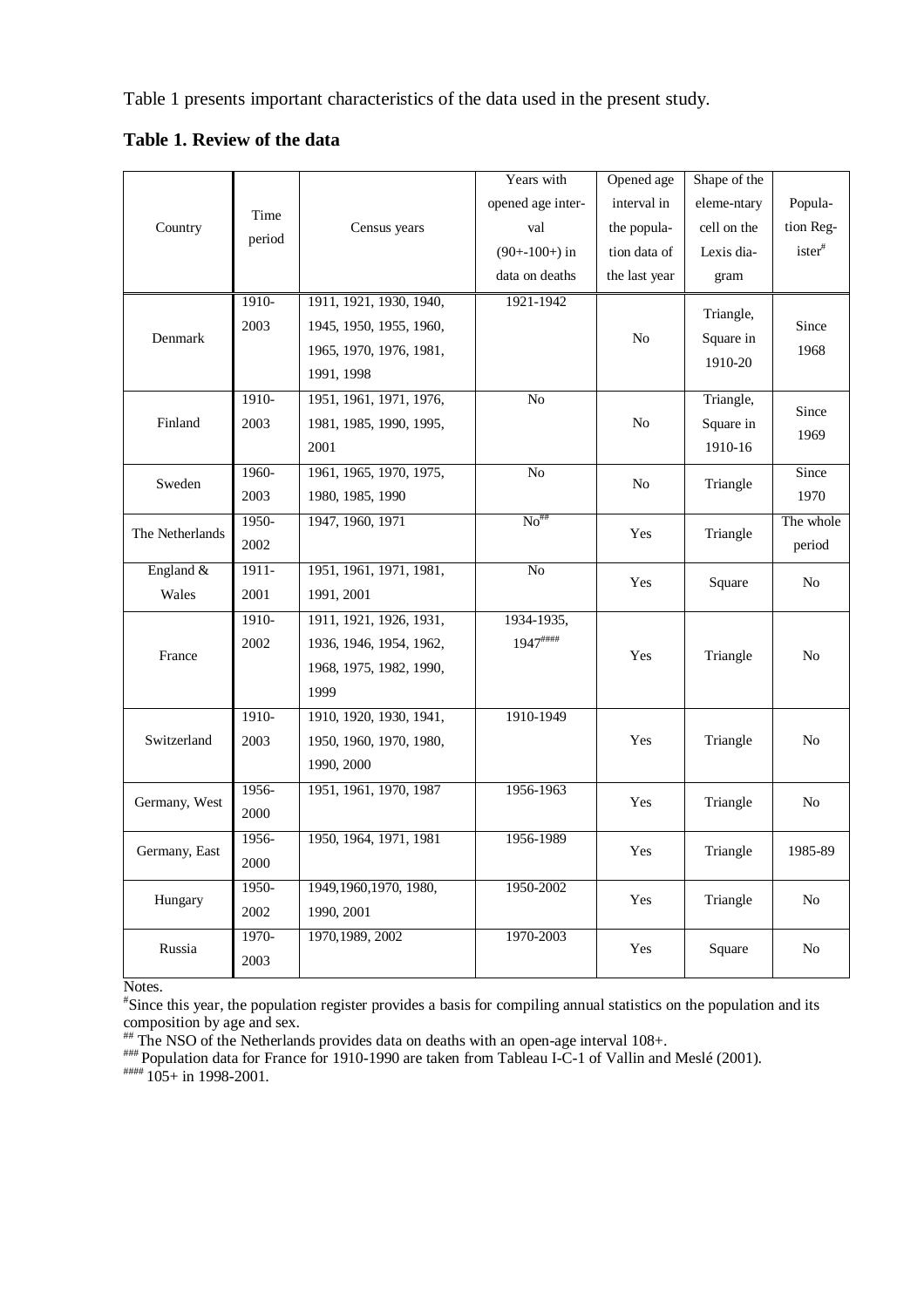Table 1 presents important characteristics of the data used in the present study.

**Table 1. Review of the data**

| Country | Time period | Census years | Years with opened age interval (90+-100+) in data on deaths | Opened age interval in the population data of the last year | Shape of the elementary cell on the Lexis diagram | Population Register[#] |
|---|---|---|---|---|---|---|
| Denmark | 1910-2003 | 1911, 1921, 1930, 1940, 1945, 1950, 1955, 1960, 1965, 1970, 1976, 1981, 1991, 1998 | 1921-1942 | No | Triangle, Square in 1910-20 | Since 1968 |
| Finland | 1910-2003 | 1951, 1961, 1971, 1976, 1981, 1985, 1990, 1995, 2001 | No | No | Triangle, Square in 1910-16 | Since 1969 |
| Sweden | 1960-2003 | 1961, 1965, 1970, 1975, 1980, 1985, 1990 | No | No | Triangle | Since 1970 |
| The Netherlands | 1950-2002 | 1947, 1960, 1971 | No[##] | Yes | Triangle | The whole period |
| England & Wales | 1911-2001 | 1951, 1961, 1971, 1981, 1991, 2001 | No | Yes | Square | No |
| France | 1910-2002 | 1911, 1921, 1926, 1931, 1936, 1946, 1954, 1962, 1968, 1975, 1982, 1990, 1999 | 1934-1935, 1947[####] | Yes | Triangle | No |
| Switzerland | 1910-2003 | 1910, 1920, 1930, 1941, 1950, 1960, 1970, 1980, 1990, 2000 | 1910-1949 | Yes | Triangle | No |
| Germany, West | 1956-2000 | 1951, 1961, 1970, 1987 | 1956-1963 | Yes | Triangle | No |
| Germany, East | 1956-2000 | 1950, 1964, 1971, 1981 | 1956-1989 | Yes | Triangle | 1985-89 |
| Hungary | 1950-2002 | 1949,1960,1970, 1980, 1990, 2001 | 1950-2002 | Yes | Triangle | No |
| Russia | 1970-2003 | 1970,1989, 2002 | 1970-2003 | Yes | Square | No |

Notes.

[#]Since this year, the population register provides a basis for compiling annual statistics on the population and its composition by age and sex.

[##] The NSO of the Netherlands provides data on deaths with an open-age interval 108+.

[###] Population data for France for 1910-1990 are taken from Tableau I-C-1 of Vallin and Meslé (2001).

[####] 105+ in 1998-2001.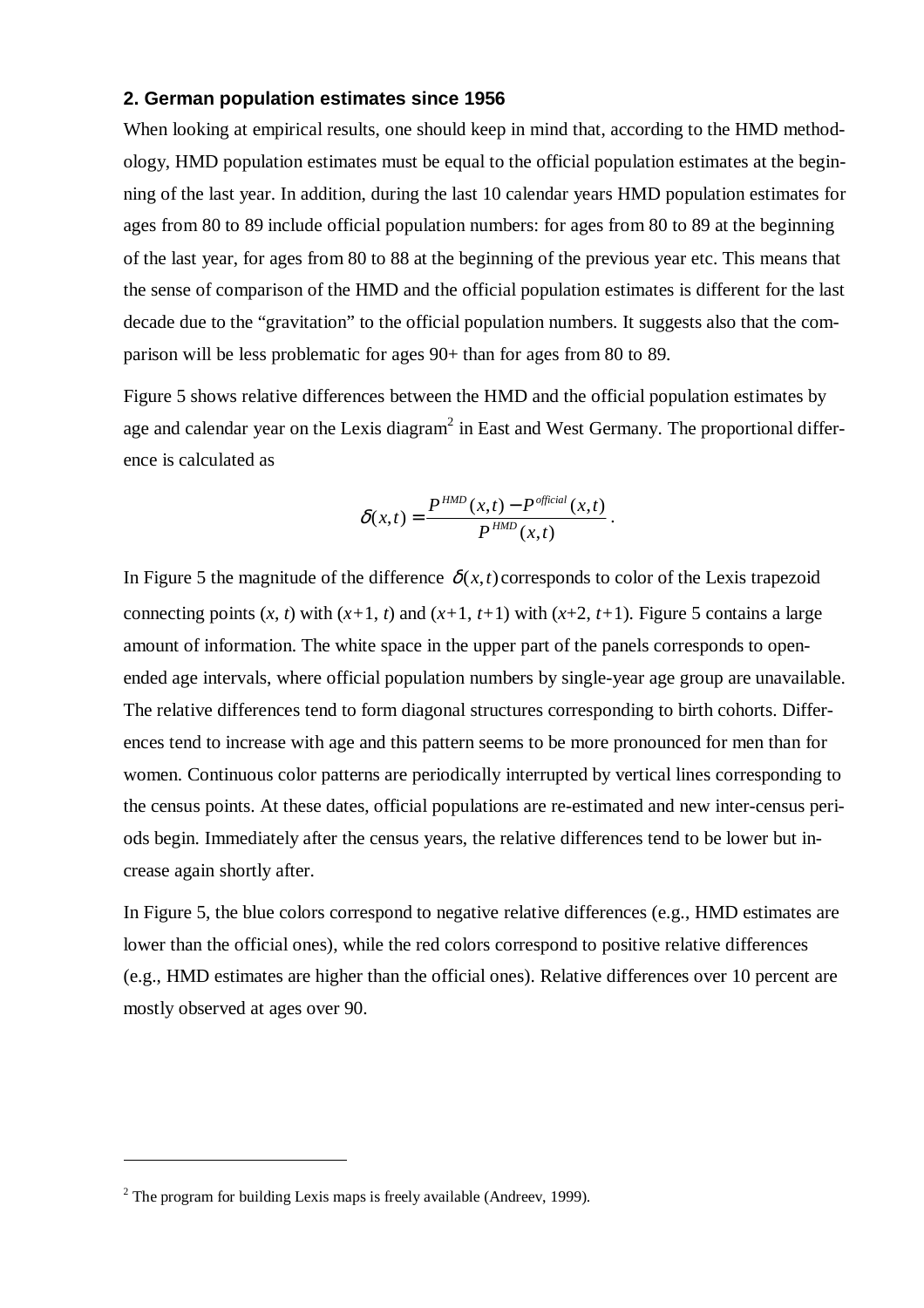## 2. German population estimates since 1956

When looking at empirical results, one should keep in mind that, according to the HMD methodology, HMD population estimates must be equal to the official population estimates at the beginning of the last year. In addition, during the last 10 calendar years HMD population estimates for ages from 80 to 89 include official population numbers: for ages from 80 to 89 at the beginning of the last year, for ages from 80 to 88 at the beginning of the previous year etc. This means that the sense of comparison of the HMD and the official population estimates is different for the last decade due to the "gravitation" to the official population numbers. It suggests also that the comparison will be less problematic for ages 90+ than for ages from 80 to 89.

Figure 5 shows relative differences between the HMD and the official population estimates by age and calendar year on the Lexis diagram[2] in East and West Germany. The proportional difference is calculated as

$$\delta(x,t) = \frac{P^{HMD}(x,t) - P^{official}(x,t)}{P^{HMD}(x,t)}.$$

In Figure 5 the magnitude of the difference $\delta(x,t)$ corresponds to color of the Lexis trapezoid connecting points ($x$, $t$) with ($x$+1, $t$) and ($x$+1, $t$+1) with ($x$+2, $t$+1). Figure 5 contains a large amount of information. The white space in the upper part of the panels corresponds to open-ended age intervals, where official population numbers by single-year age group are unavailable. The relative differences tend to form diagonal structures corresponding to birth cohorts. Differences tend to increase with age and this pattern seems to be more pronounced for men than for women. Continuous color patterns are periodically interrupted by vertical lines corresponding to the census points. At these dates, official populations are re-estimated and new inter-census periods begin. Immediately after the census years, the relative differences tend to be lower but increase again shortly after.

In Figure 5, the blue colors correspond to negative relative differences (e.g., HMD estimates are lower than the official ones), while the red colors correspond to positive relative differences (e.g., HMD estimates are higher than the official ones). Relative differences over 10 percent are mostly observed at ages over 90.

---

[2] The program for building Lexis maps is freely available (Andreev, 1999).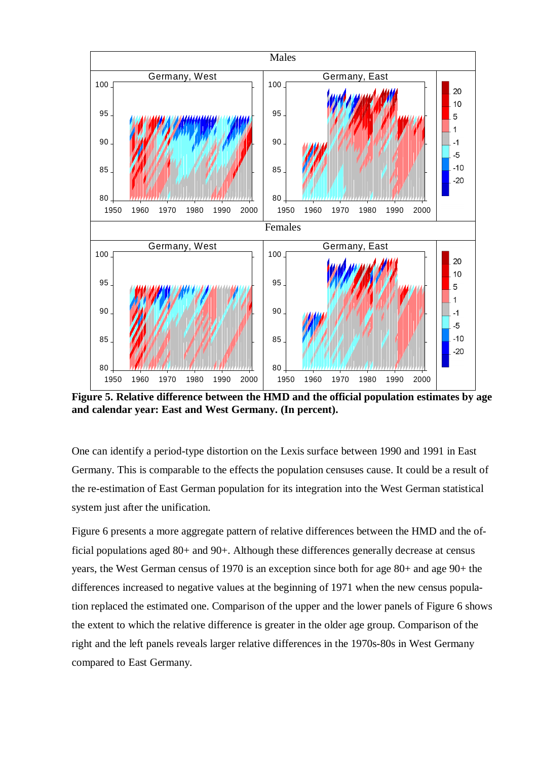**Figure 5. Relative difference between the HMD and the official population estimates by age and calendar year: East and West Germany. (In percent).**

One can identify a period-type distortion on the Lexis surface between 1990 and 1991 in East Germany. This is comparable to the effects the population censuses cause. It could be a result of the re-estimation of East German population for its integration into the West German statistical system just after the unification.

Figure 6 presents a more aggregate pattern of relative differences between the HMD and the official populations aged 80+ and 90+. Although these differences generally decrease at census years, the West German census of 1970 is an exception since both for age 80+ and age 90+ the differences increased to negative values at the beginning of 1971 when the new census population replaced the estimated one. Comparison of the upper and the lower panels of Figure 6 shows the extent to which the relative difference is greater in the older age group. Comparison of the right and the left panels reveals larger relative differences in the 1970s-80s in West Germany compared to East Germany.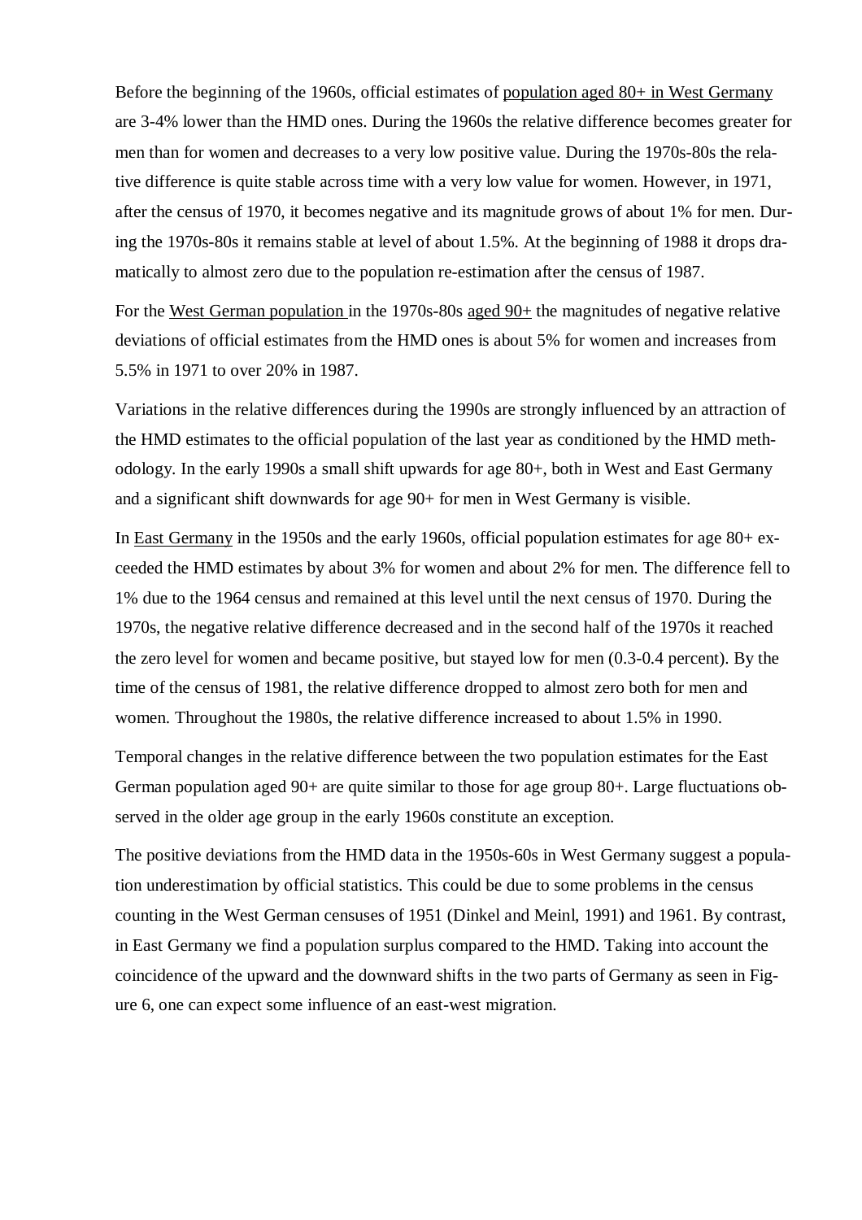Before the beginning of the 1960s, official estimates of population aged 80+ in West Germany are 3-4% lower than the HMD ones. During the 1960s the relative difference becomes greater for men than for women and decreases to a very low positive value. During the 1970s-80s the relative difference is quite stable across time with a very low value for women. However, in 1971, after the census of 1970, it becomes negative and its magnitude grows of about 1% for men. During the 1970s-80s it remains stable at level of about 1.5%. At the beginning of 1988 it drops dramatically to almost zero due to the population re-estimation after the census of 1987.

For the West German population in the 1970s-80s aged 90+ the magnitudes of negative relative deviations of official estimates from the HMD ones is about 5% for women and increases from 5.5% in 1971 to over 20% in 1987.

Variations in the relative differences during the 1990s are strongly influenced by an attraction of the HMD estimates to the official population of the last year as conditioned by the HMD methodology. In the early 1990s a small shift upwards for age 80+, both in West and East Germany and a significant shift downwards for age 90+ for men in West Germany is visible.

In East Germany in the 1950s and the early 1960s, official population estimates for age 80+ exceeded the HMD estimates by about 3% for women and about 2% for men. The difference fell to 1% due to the 1964 census and remained at this level until the next census of 1970. During the 1970s, the negative relative difference decreased and in the second half of the 1970s it reached the zero level for women and became positive, but stayed low for men (0.3-0.4 percent). By the time of the census of 1981, the relative difference dropped to almost zero both for men and women. Throughout the 1980s, the relative difference increased to about 1.5% in 1990.

Temporal changes in the relative difference between the two population estimates for the East German population aged 90+ are quite similar to those for age group 80+. Large fluctuations observed in the older age group in the early 1960s constitute an exception.

The positive deviations from the HMD data in the 1950s-60s in West Germany suggest a population underestimation by official statistics. This could be due to some problems in the census counting in the West German censuses of 1951 (Dinkel and Meinl, 1991) and 1961. By contrast, in East Germany we find a population surplus compared to the HMD. Taking into account the coincidence of the upward and the downward shifts in the two parts of Germany as seen in Figure 6, one can expect some influence of an east-west migration.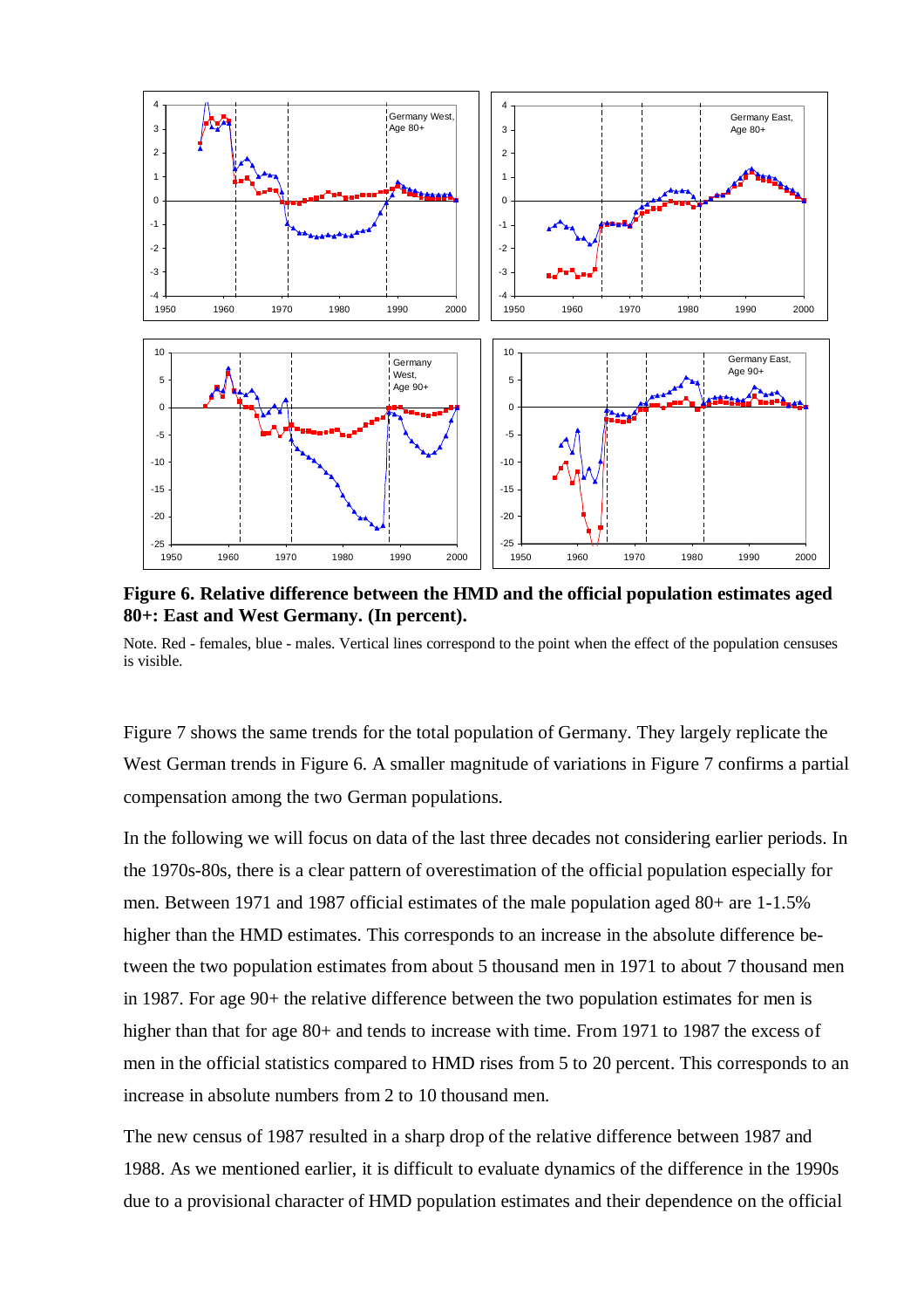**Figure 6. Relative difference between the HMD and the official population estimates aged 80+: East and West Germany. (In percent).**

Note. Red - females, blue - males. Vertical lines correspond to the point when the effect of the population censuses is visible.

Figure 7 shows the same trends for the total population of Germany. They largely replicate the West German trends in Figure 6. A smaller magnitude of variations in Figure 7 confirms a partial compensation among the two German populations.

In the following we will focus on data of the last three decades not considering earlier periods. In the 1970s-80s, there is a clear pattern of overestimation of the official population especially for men. Between 1971 and 1987 official estimates of the male population aged 80+ are 1-1.5% higher than the HMD estimates. This corresponds to an increase in the absolute difference between the two population estimates from about 5 thousand men in 1971 to about 7 thousand men in 1987. For age 90+ the relative difference between the two population estimates for men is higher than that for age 80+ and tends to increase with time. From 1971 to 1987 the excess of men in the official statistics compared to HMD rises from 5 to 20 percent. This corresponds to an increase in absolute numbers from 2 to 10 thousand men.

The new census of 1987 resulted in a sharp drop of the relative difference between 1987 and 1988. As we mentioned earlier, it is difficult to evaluate dynamics of the difference in the 1990s due to a provisional character of HMD population estimates and their dependence on the official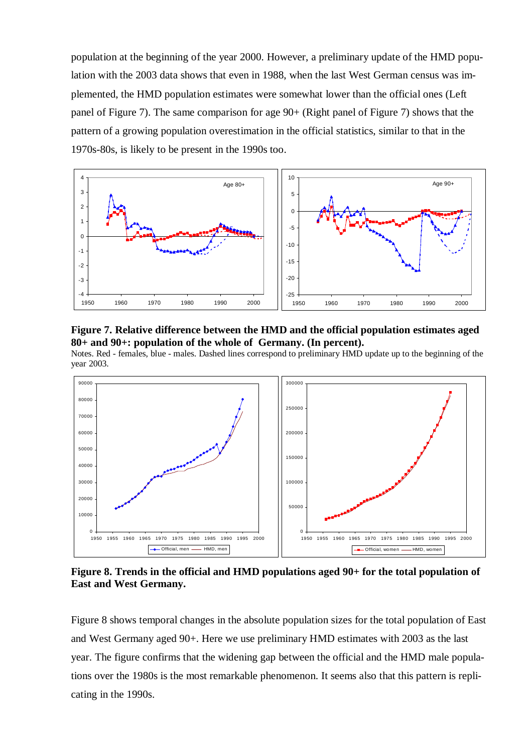population at the beginning of the year 2000. However, a preliminary update of the HMD population with the 2003 data shows that even in 1988, when the last West German census was implemented, the HMD population estimates were somewhat lower than the official ones (Left panel of Figure 7). The same comparison for age 90+ (Right panel of Figure 7) shows that the pattern of a growing population overestimation in the official statistics, similar to that in the 1970s-80s, is likely to be present in the 1990s too.

**Figure 7. Relative difference between the HMD and the official population estimates aged 80+ and 90+: population of the whole of Germany. (In percent).**

Notes. Red - females, blue - males. Dashed lines correspond to preliminary HMD update up to the beginning of the year 2003.

**Figure 8. Trends in the official and HMD populations aged 90+ for the total population of East and West Germany.**

Figure 8 shows temporal changes in the absolute population sizes for the total population of East and West Germany aged 90+. Here we use preliminary HMD estimates with 2003 as the last year. The figure confirms that the widening gap between the official and the HMD male populations over the 1980s is the most remarkable phenomenon. It seems also that this pattern is replicating in the 1990s.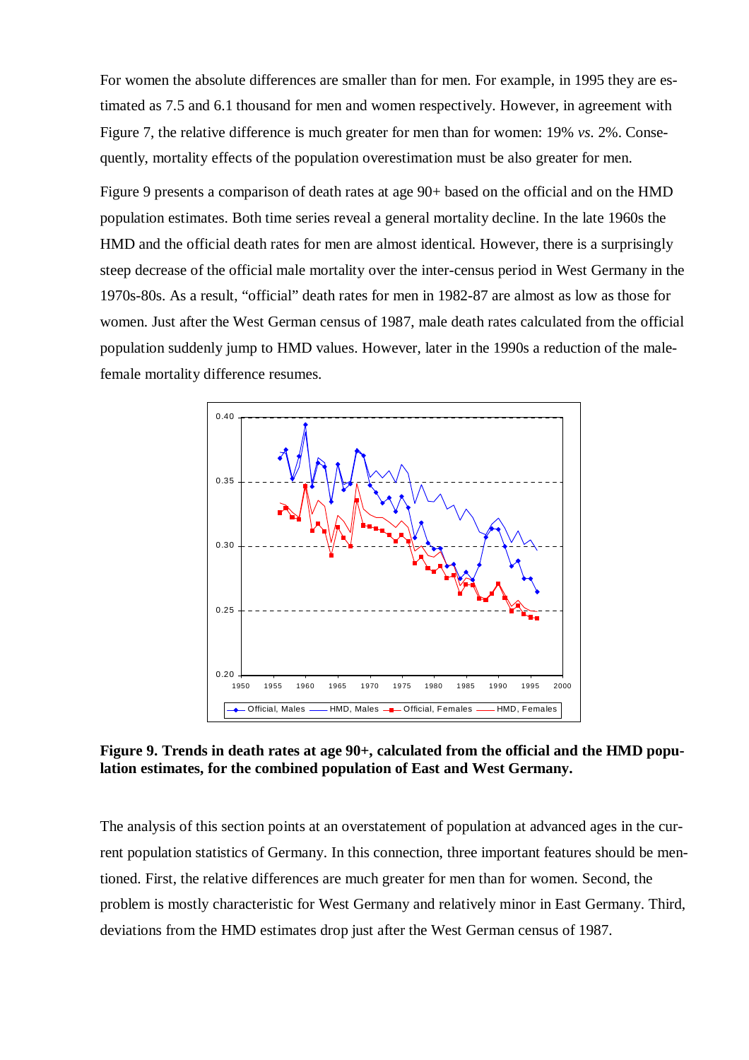For women the absolute differences are smaller than for men. For example, in 1995 they are estimated as 7.5 and 6.1 thousand for men and women respectively. However, in agreement with Figure 7, the relative difference is much greater for men than for women: 19% *vs.* 2%. Consequently, mortality effects of the population overestimation must be also greater for men.

Figure 9 presents a comparison of death rates at age 90+ based on the official and on the HMD population estimates. Both time series reveal a general mortality decline. In the late 1960s the HMD and the official death rates for men are almost identical. However, there is a surprisingly steep decrease of the official male mortality over the inter-census period in West Germany in the 1970s-80s. As a result, "official" death rates for men in 1982-87 are almost as low as those for women. Just after the West German census of 1987, male death rates calculated from the official population suddenly jump to HMD values. However, later in the 1990s a reduction of the male-female mortality difference resumes.

**Figure 9. Trends in death rates at age 90+, calculated from the official and the HMD population estimates, for the combined population of East and West Germany.**

The analysis of this section points at an overstatement of population at advanced ages in the current population statistics of Germany. In this connection, three important features should be mentioned. First, the relative differences are much greater for men than for women. Second, the problem is mostly characteristic for West Germany and relatively minor in East Germany. Third, deviations from the HMD estimates drop just after the West German census of 1987.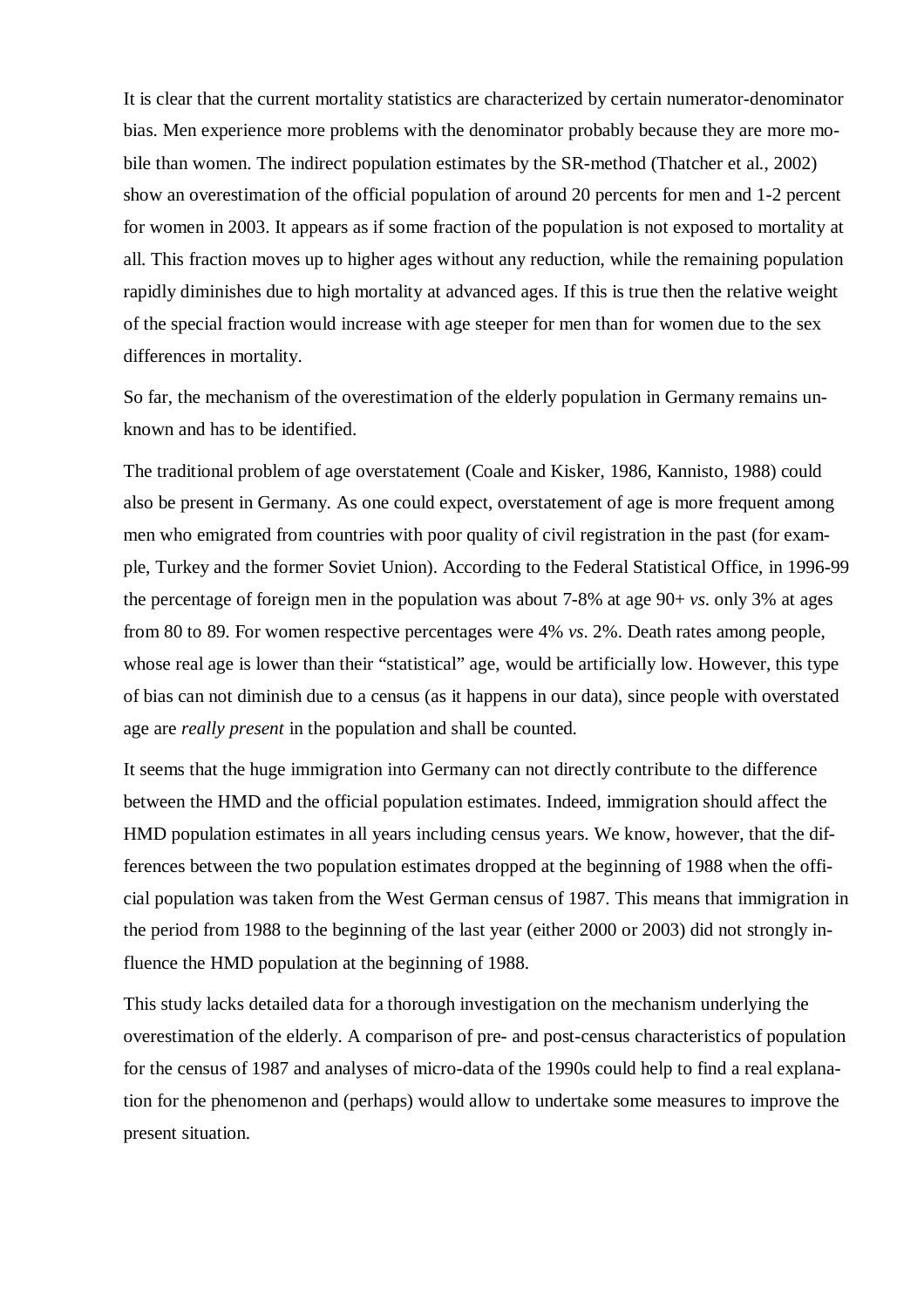It is clear that the current mortality statistics are characterized by certain numerator-denominator bias. Men experience more problems with the denominator probably because they are more mobile than women. The indirect population estimates by the SR-method (Thatcher et al., 2002) show an overestimation of the official population of around 20 percents for men and 1-2 percent for women in 2003. It appears as if some fraction of the population is not exposed to mortality at all. This fraction moves up to higher ages without any reduction, while the remaining population rapidly diminishes due to high mortality at advanced ages. If this is true then the relative weight of the special fraction would increase with age steeper for men than for women due to the sex differences in mortality.

So far, the mechanism of the overestimation of the elderly population in Germany remains unknown and has to be identified.

The traditional problem of age overstatement (Coale and Kisker, 1986, Kannisto, 1988) could also be present in Germany. As one could expect, overstatement of age is more frequent among men who emigrated from countries with poor quality of civil registration in the past (for example, Turkey and the former Soviet Union). According to the Federal Statistical Office, in 1996-99 the percentage of foreign men in the population was about 7-8% at age 90+ *vs.* only 3% at ages from 80 to 89. For women respective percentages were 4% *vs.* 2%. Death rates among people, whose real age is lower than their "statistical" age, would be artificially low. However, this type of bias can not diminish due to a census (as it happens in our data), since people with overstated age are *really present* in the population and shall be counted.

It seems that the huge immigration into Germany can not directly contribute to the difference between the HMD and the official population estimates. Indeed, immigration should affect the HMD population estimates in all years including census years. We know, however, that the differences between the two population estimates dropped at the beginning of 1988 when the official population was taken from the West German census of 1987. This means that immigration in the period from 1988 to the beginning of the last year (either 2000 or 2003) did not strongly influence the HMD population at the beginning of 1988.

This study lacks detailed data for a thorough investigation on the mechanism underlying the overestimation of the elderly. A comparison of pre- and post-census characteristics of population for the census of 1987 and analyses of micro-data of the 1990s could help to find a real explanation for the phenomenon and (perhaps) would allow to undertake some measures to improve the present situation.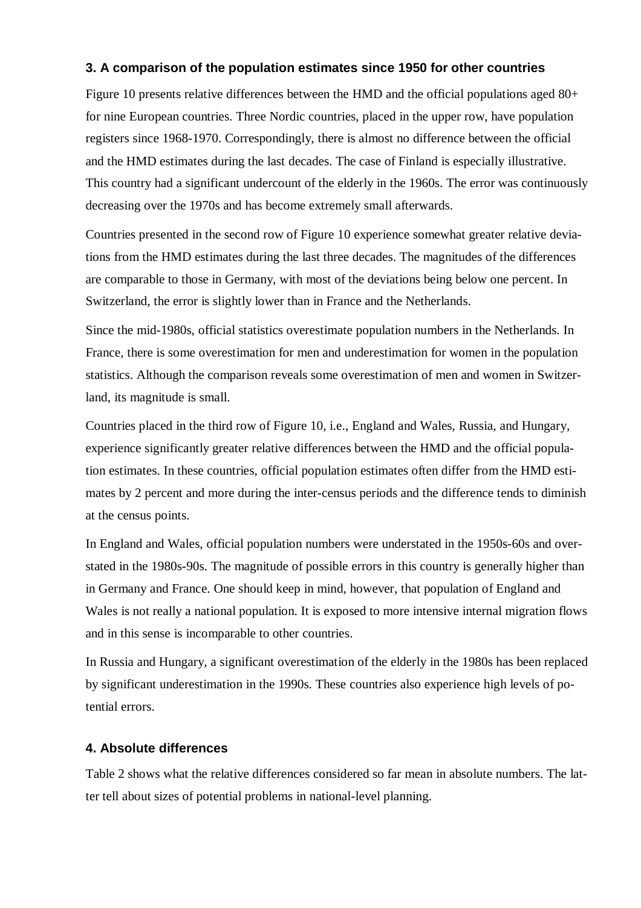### 3. A comparison of the population estimates since 1950 for other countries

Figure 10 presents relative differences between the HMD and the official populations aged 80+ for nine European countries. Three Nordic countries, placed in the upper row, have population registers since 1968-1970. Correspondingly, there is almost no difference between the official and the HMD estimates during the last decades. The case of Finland is especially illustrative. This country had a significant undercount of the elderly in the 1960s. The error was continuously decreasing over the 1970s and has become extremely small afterwards.

Countries presented in the second row of Figure 10 experience somewhat greater relative deviations from the HMD estimates during the last three decades. The magnitudes of the differences are comparable to those in Germany, with most of the deviations being below one percent. In Switzerland, the error is slightly lower than in France and the Netherlands.

Since the mid-1980s, official statistics overestimate population numbers in the Netherlands. In France, there is some overestimation for men and underestimation for women in the population statistics. Although the comparison reveals some overestimation of men and women in Switzerland, its magnitude is small.

Countries placed in the third row of Figure 10, i.e., England and Wales, Russia, and Hungary, experience significantly greater relative differences between the HMD and the official population estimates. In these countries, official population estimates often differ from the HMD estimates by 2 percent and more during the inter-census periods and the difference tends to diminish at the census points.

In England and Wales, official population numbers were understated in the 1950s-60s and overstated in the 1980s-90s. The magnitude of possible errors in this country is generally higher than in Germany and France. One should keep in mind, however, that population of England and Wales is not really a national population. It is exposed to more intensive internal migration flows and in this sense is incomparable to other countries.

In Russia and Hungary, a significant overestimation of the elderly in the 1980s has been replaced by significant underestimation in the 1990s. These countries also experience high levels of potential errors.

### 4. Absolute differences

Table 2 shows what the relative differences considered so far mean in absolute numbers. The latter tell about sizes of potential problems in national-level planning.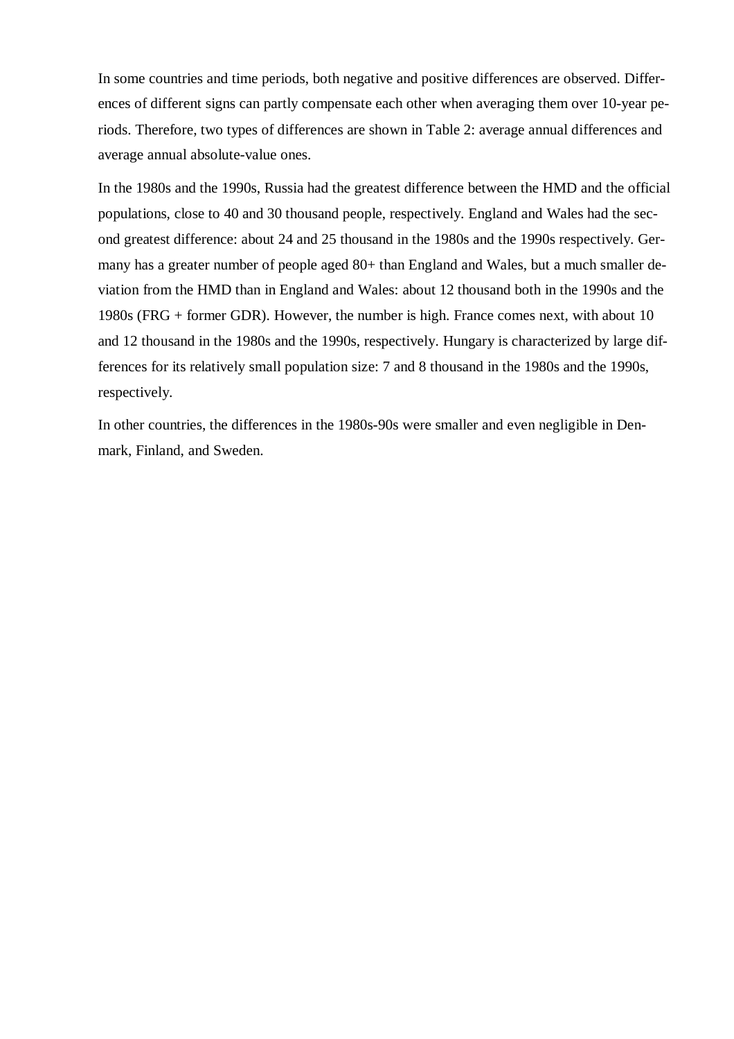In some countries and time periods, both negative and positive differences are observed. Differences of different signs can partly compensate each other when averaging them over 10-year periods. Therefore, two types of differences are shown in Table 2: average annual differences and average annual absolute-value ones.

In the 1980s and the 1990s, Russia had the greatest difference between the HMD and the official populations, close to 40 and 30 thousand people, respectively. England and Wales had the second greatest difference: about 24 and 25 thousand in the 1980s and the 1990s respectively. Germany has a greater number of people aged 80+ than England and Wales, but a much smaller deviation from the HMD than in England and Wales: about 12 thousand both in the 1990s and the 1980s (FRG + former GDR). However, the number is high. France comes next, with about 10 and 12 thousand in the 1980s and the 1990s, respectively. Hungary is characterized by large differences for its relatively small population size: 7 and 8 thousand in the 1980s and the 1990s, respectively.

In other countries, the differences in the 1980s-90s were smaller and even negligible in Denmark, Finland, and Sweden.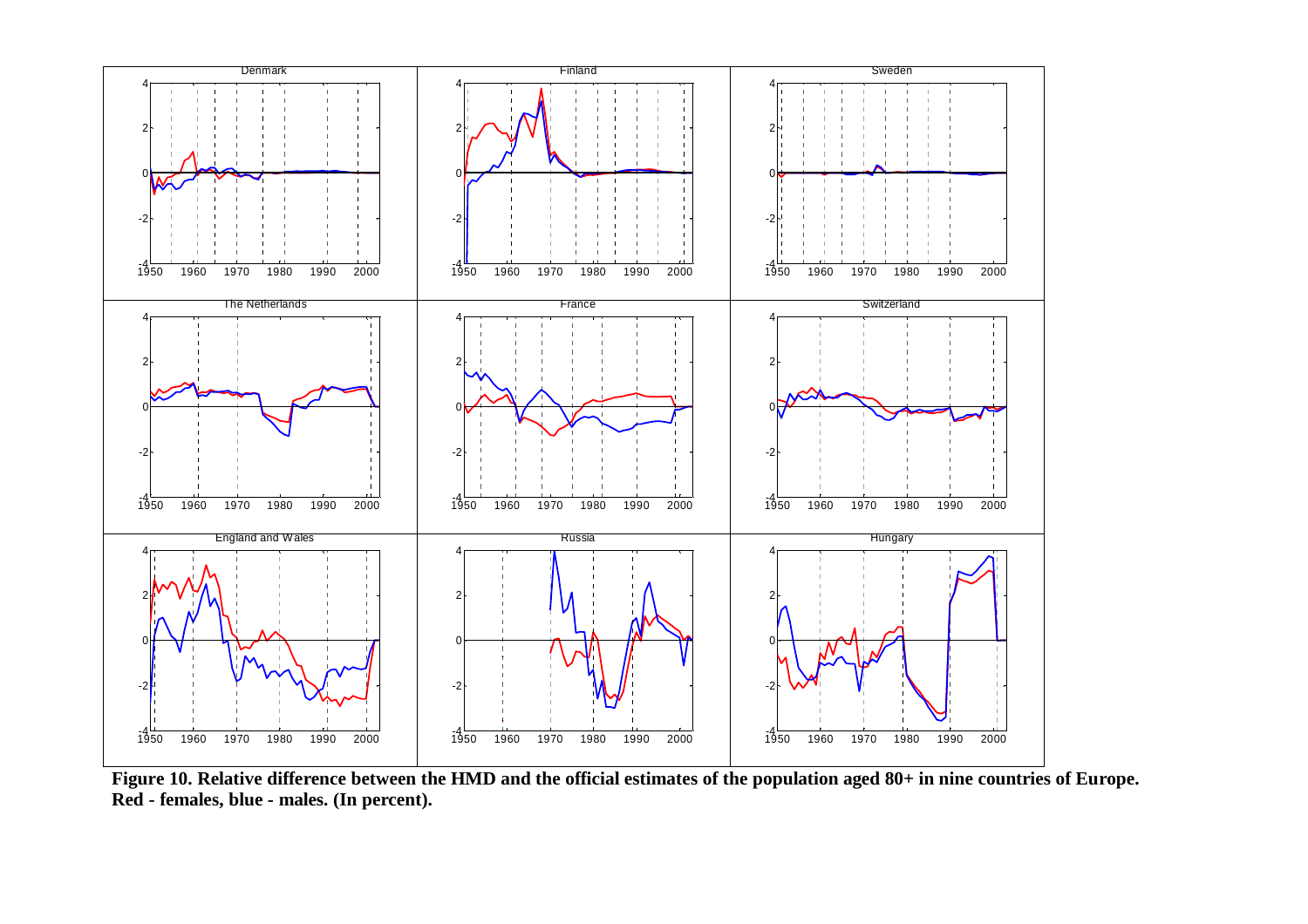**Figure 10. Relative difference between the HMD and the official estimates of the population aged 80+ in nine countries of Europe. Red - females, blue - males. (In percent).**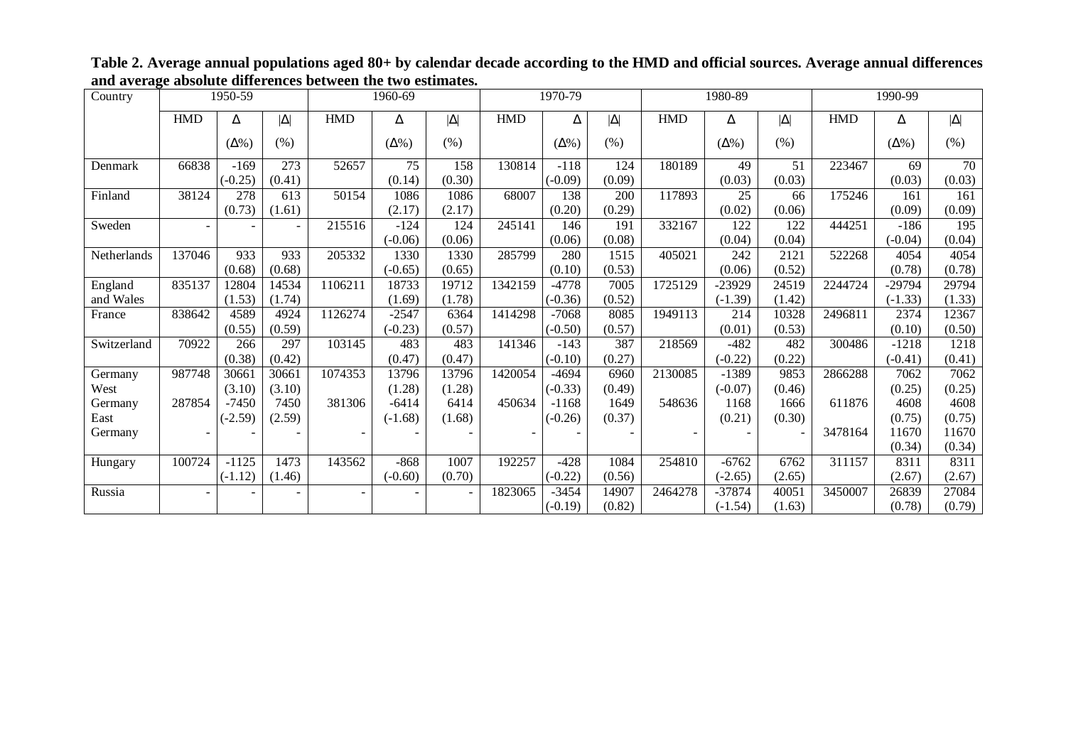**Table 2. Average annual populations aged 80+ by calendar decade according to the HMD and official sources. Average annual differences and average absolute differences between the two estimates.**

| Country | 1950-59 | | | 1960-69 | | | 1970-79 | | | 1980-89 | | | 1990-99 | | |
|---|---|---|---|---|---|---|---|---|---|---|---|---|---|---|---|
| | HMD | Δ (Δ%) | \|Δ\| (%) | HMD | Δ (Δ%) | \|Δ\| (%) | HMD | Δ (Δ%) | \|Δ\| (%) | HMD | Δ (Δ%) | \|Δ\| (%) | HMD | Δ (Δ%) | \|Δ\| (%) |
| Denmark | 66838 | -169 (-0.25) | 273 (0.41) | 52657 | 75 (0.14) | 158 (0.30) | 130814 | -118 (-0.09) | 124 (0.09) | 180189 | 49 (0.03) | 51 (0.03) | 223467 | 69 (0.03) | 70 (0.03) |
| Finland | 38124 | 278 (0.73) | 613 (1.61) | 50154 | 1086 (2.17) | 1086 (2.17) | 68007 | 138 (0.20) | 200 (0.29) | 117893 | 25 (0.02) | 66 (0.06) | 175246 | 161 (0.09) | 161 (0.09) |
| Sweden | - | - | - | 215516 | -124 (-0.06) | 124 (0.06) | 245141 | 146 (0.06) | 191 (0.08) | 332167 | 122 (0.04) | 122 (0.04) | 444251 | -186 (-0.04) | 195 (0.04) |
| Netherlands | 137046 | 933 (0.68) | 933 (0.68) | 205332 | 1330 (-0.65) | 1330 (0.65) | 285799 | 280 (0.10) | 1515 (0.53) | 405021 | 242 (0.06) | 2121 (0.52) | 522268 | 4054 (0.78) | 4054 (0.78) |
| England and Wales | 835137 | 12804 (1.53) | 14534 (1.74) | 1106211 | 18733 (1.69) | 19712 (1.78) | 1342159 | -4778 (-0.36) | 7005 (0.52) | 1725129 | -23929 (-1.39) | 24519 (1.42) | 2244724 | -29794 (-1.33) | 29794 (1.33) |
| France | 838642 | 4589 (0.55) | 4924 (0.59) | 1126274 | -2547 (-0.23) | 6364 (0.57) | 1414298 | -7068 (-0.50) | 8085 (0.57) | 1949113 | 214 (0.01) | 10328 (0.53) | 2496811 | 2374 (0.10) | 12367 (0.50) |
| Switzerland | 70922 | 266 (0.38) | 297 (0.42) | 103145 | 483 (0.47) | 483 (0.47) | 141346 | -143 (-0.10) | 387 (0.27) | 218569 | -482 (-0.22) | 482 (0.22) | 300486 | -1218 (-0.41) | 1218 (0.41) |
| Germany West | 987748 | 30661 (3.10) | 30661 (3.10) | 1074353 | 13796 (1.28) | 13796 (1.28) | 1420054 | -4694 (-0.33) | 6960 (0.49) | 2130085 | -1389 (-0.07) | 9853 (0.46) | 2866288 | 7062 (0.25) | 7062 (0.25) |
| Germany East | 287854 | -7450 (-2.59) | 7450 (2.59) | 381306 | -6414 (-1.68) | 6414 (1.68) | 450634 | -1168 (-0.26) | 1649 (0.37) | 548636 | 1168 (0.21) | 1666 (0.30) | 611876 | 4608 (0.75) | 4608 (0.75) |
| Germany | - | - | - | - | - | - | - | - | - | - | - | - | 3478164 | 11670 (0.34) | 11670 (0.34) |
| Hungary | 100724 | -1125 (-1.12) | 1473 (1.46) | 143562 | -868 (-0.60) | 1007 (0.70) | 192257 | -428 (-0.22) | 1084 (0.56) | 254810 | -6762 (-2.65) | 6762 (2.65) | 311157 | 8311 (2.67) | 8311 (2.67) |
| Russia | - | - | - | - | - | - | 1823065 | -3454 (-0.19) | 14907 (0.82) | 2464278 | -37874 (-1.54) | 40051 (1.63) | 3450007 | 26839 (0.78) | 27084 (0.79) |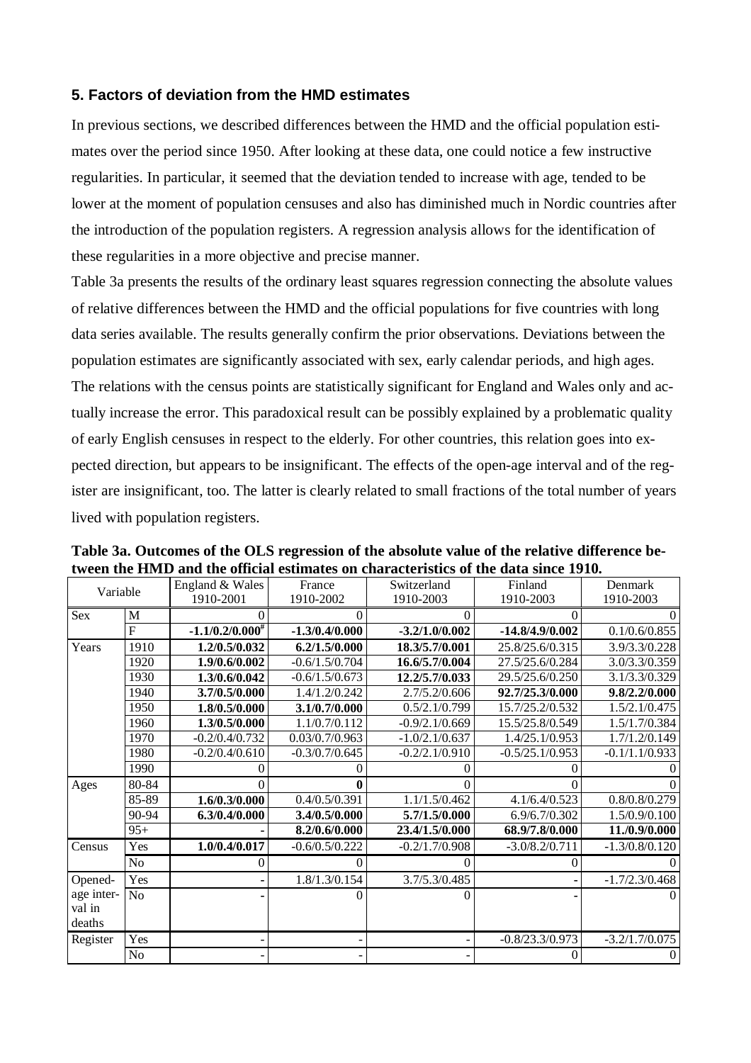### 5. Factors of deviation from the HMD estimates

In previous sections, we described differences between the HMD and the official population estimates over the period since 1950. After looking at these data, one could notice a few instructive regularities. In particular, it seemed that the deviation tended to increase with age, tended to be lower at the moment of population censuses and also has diminished much in Nordic countries after the introduction of the population registers. A regression analysis allows for the identification of these regularities in a more objective and precise manner.

Table 3a presents the results of the ordinary least squares regression connecting the absolute values of relative differences between the HMD and the official populations for five countries with long data series available. The results generally confirm the prior observations. Deviations between the population estimates are significantly associated with sex, early calendar periods, and high ages. The relations with the census points are statistically significant for England and Wales only and actually increase the error. This paradoxical result can be possibly explained by a problematic quality of early English censuses in respect to the elderly. For other countries, this relation goes into expected direction, but appears to be insignificant. The effects of the open-age interval and of the register are insignificant, too. The latter is clearly related to small fractions of the total number of years lived with population registers.

**Table 3a. Outcomes of the OLS regression of the absolute value of the relative difference between the HMD and the official estimates on characteristics of the data since 1910.**

| Variable | | England & Wales 1910-2001 | France 1910-2002 | Switzerland 1910-2003 | Finland 1910-2003 | Denmark 1910-2003 |
|---|---|---|---|---|---|---|
| Sex | M | 0 | 0 | 0 | 0 | 0 |
| | F | **-1.1/0.2/0.000**# | **-1.3/0.4/0.000** | **-3.2/1.0/0.002** | **-14.8/4.9/0.002** | 0.1/0.6/0.855 |
| Years | 1910 | **1.2/0.5/0.032** | **6.2/1.5/0.000** | **18.3/5.7/0.001** | 25.8/25.6/0.315 | 3.9/3.3/0.228 |
| | 1920 | **1.9/0.6/0.002** | -0.6/1.5/0.704 | **16.6/5.7/0.004** | 27.5/25.6/0.284 | 3.0/3.3/0.359 |
| | 1930 | **1.3/0.6/0.042** | -0.6/1.5/0.673 | **12.2/5.7/0.033** | 29.5/25.6/0.250 | 3.1/3.3/0.329 |
| | 1940 | **3.7/0.5/0.000** | 1.4/1.2/0.242 | 2.7/5.2/0.606 | **92.7/25.3/0.000** | **9.8/2.2/0.000** |
| | 1950 | **1.8/0.5/0.000** | **3.1/0.7/0.000** | 0.5/2.1/0.799 | 15.7/25.2/0.532 | 1.5/2.1/0.475 |
| | 1960 | **1.3/0.5/0.000** | 1.1/0.7/0.112 | -0.9/2.1/0.669 | 15.5/25.8/0.549 | 1.5/1.7/0.384 |
| | 1970 | -0.2/0.4/0.732 | 0.03/0.7/0.963 | -1.0/2.1/0.637 | 1.4/25.1/0.953 | 1.7/1.2/0.149 |
| | 1980 | -0.2/0.4/0.610 | -0.3/0.7/0.645 | -0.2/2.1/0.910 | -0.5/25.1/0.953 | -0.1/1.1/0.933 |
| | 1990 | 0 | 0 | 0 | 0 | 0 |
| Ages | 80-84 | 0 | **0** | 0 | 0 | 0 |
| | 85-89 | **1.6/0.3/0.000** | 0.4/0.5/0.391 | 1.1/1.5/0.462 | 4.1/6.4/0.523 | 0.8/0.8/0.279 |
| | 90-94 | **6.3/0.4/0.000** | **3.4/0.5/0.000** | **5.7/1.5/0.000** | 6.9/6.7/0.302 | 1.5/0.9/0.100 |
| | 95+ | - | **8.2/0.6/0.000** | **23.4/1.5/0.000** | **68.9/7.8/0.000** | **11./0.9/0.000** |
| Census | Yes | **1.0/0.4/0.017** | -0.6/0.5/0.222 | -0.2/1.7/0.908 | -3.0/8.2/0.711 | -1.3/0.8/0.120 |
| | No | 0 | 0 | 0 | 0 | 0 |
| Opened-age interval in deaths | Yes | - | 1.8/1.3/0.154 | 3.7/5.3/0.485 | - | -1.7/2.3/0.468 |
| | No | - | 0 | 0 | - | 0 |
| Register | Yes | - | - | - | -0.8/23.3/0.973 | -3.2/1.7/0.075 |
| | No | - | - | - | 0 | 0 |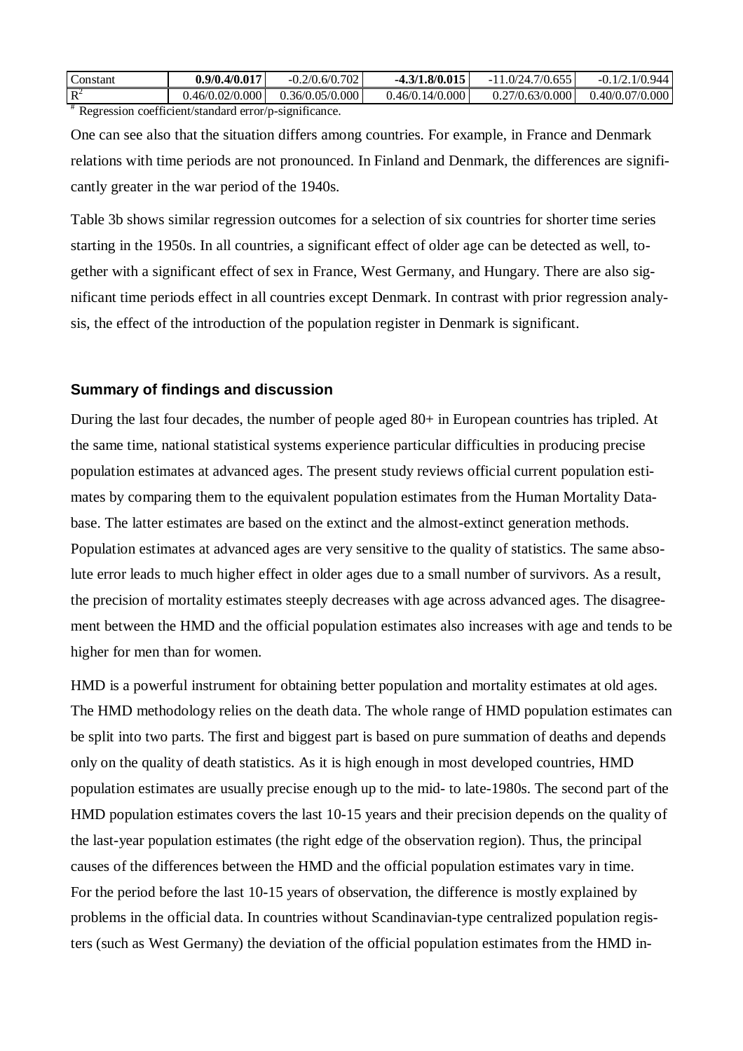| Constant | **0.9/0.4/0.017** | -0.2/0.6/0.702 | **-4.3/1.8/0.015** | -11.0/24.7/0.655 | -0.1/2.1/0.944 |
|---|---|---|---|---|---|
| $R^2$ | 0.46/0.02/0.000 | 0.36/0.05/0.000 | 0.46/0.14/0.000 | 0.27/0.63/0.000 | 0.40/0.07/0.000 |

[#] Regression coefficient/standard error/p-significance.

One can see also that the situation differs among countries. For example, in France and Denmark relations with time periods are not pronounced. In Finland and Denmark, the differences are significantly greater in the war period of the 1940s.

Table 3b shows similar regression outcomes for a selection of six countries for shorter time series starting in the 1950s. In all countries, a significant effect of older age can be detected as well, together with a significant effect of sex in France, West Germany, and Hungary. There are also significant time periods effect in all countries except Denmark. In contrast with prior regression analysis, the effect of the introduction of the population register in Denmark is significant.

## Summary of findings and discussion

During the last four decades, the number of people aged 80+ in European countries has tripled. At the same time, national statistical systems experience particular difficulties in producing precise population estimates at advanced ages. The present study reviews official current population estimates by comparing them to the equivalent population estimates from the Human Mortality Database. The latter estimates are based on the extinct and the almost-extinct generation methods. Population estimates at advanced ages are very sensitive to the quality of statistics. The same absolute error leads to much higher effect in older ages due to a small number of survivors. As a result, the precision of mortality estimates steeply decreases with age across advanced ages. The disagreement between the HMD and the official population estimates also increases with age and tends to be higher for men than for women.

HMD is a powerful instrument for obtaining better population and mortality estimates at old ages. The HMD methodology relies on the death data. The whole range of HMD population estimates can be split into two parts. The first and biggest part is based on pure summation of deaths and depends only on the quality of death statistics. As it is high enough in most developed countries, HMD population estimates are usually precise enough up to the mid- to late-1980s. The second part of the HMD population estimates covers the last 10-15 years and their precision depends on the quality of the last-year population estimates (the right edge of the observation region). Thus, the principal causes of the differences between the HMD and the official population estimates vary in time. For the period before the last 10-15 years of observation, the difference is mostly explained by problems in the official data. In countries without Scandinavian-type centralized population registers (such as West Germany) the deviation of the official population estimates from the HMD in-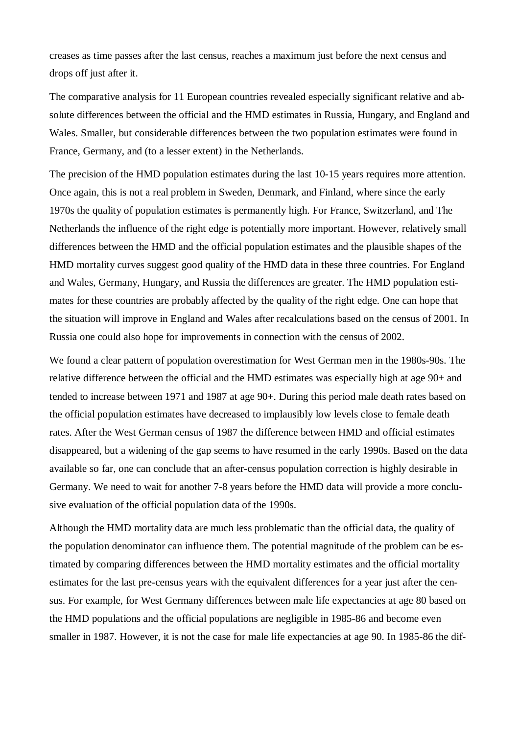creases as time passes after the last census, reaches a maximum just before the next census and drops off just after it.

The comparative analysis for 11 European countries revealed especially significant relative and absolute differences between the official and the HMD estimates in Russia, Hungary, and England and Wales. Smaller, but considerable differences between the two population estimates were found in France, Germany, and (to a lesser extent) in the Netherlands.

The precision of the HMD population estimates during the last 10-15 years requires more attention. Once again, this is not a real problem in Sweden, Denmark, and Finland, where since the early 1970s the quality of population estimates is permanently high. For France, Switzerland, and The Netherlands the influence of the right edge is potentially more important. However, relatively small differences between the HMD and the official population estimates and the plausible shapes of the HMD mortality curves suggest good quality of the HMD data in these three countries. For England and Wales, Germany, Hungary, and Russia the differences are greater. The HMD population estimates for these countries are probably affected by the quality of the right edge. One can hope that the situation will improve in England and Wales after recalculations based on the census of 2001. In Russia one could also hope for improvements in connection with the census of 2002.

We found a clear pattern of population overestimation for West German men in the 1980s-90s. The relative difference between the official and the HMD estimates was especially high at age 90+ and tended to increase between 1971 and 1987 at age 90+. During this period male death rates based on the official population estimates have decreased to implausibly low levels close to female death rates. After the West German census of 1987 the difference between HMD and official estimates disappeared, but a widening of the gap seems to have resumed in the early 1990s. Based on the data available so far, one can conclude that an after-census population correction is highly desirable in Germany. We need to wait for another 7-8 years before the HMD data will provide a more conclusive evaluation of the official population data of the 1990s.

Although the HMD mortality data are much less problematic than the official data, the quality of the population denominator can influence them. The potential magnitude of the problem can be estimated by comparing differences between the HMD mortality estimates and the official mortality estimates for the last pre-census years with the equivalent differences for a year just after the census. For example, for West Germany differences between male life expectancies at age 80 based on the HMD populations and the official populations are negligible in 1985-86 and become even smaller in 1987. However, it is not the case for male life expectancies at age 90. In 1985-86 the dif-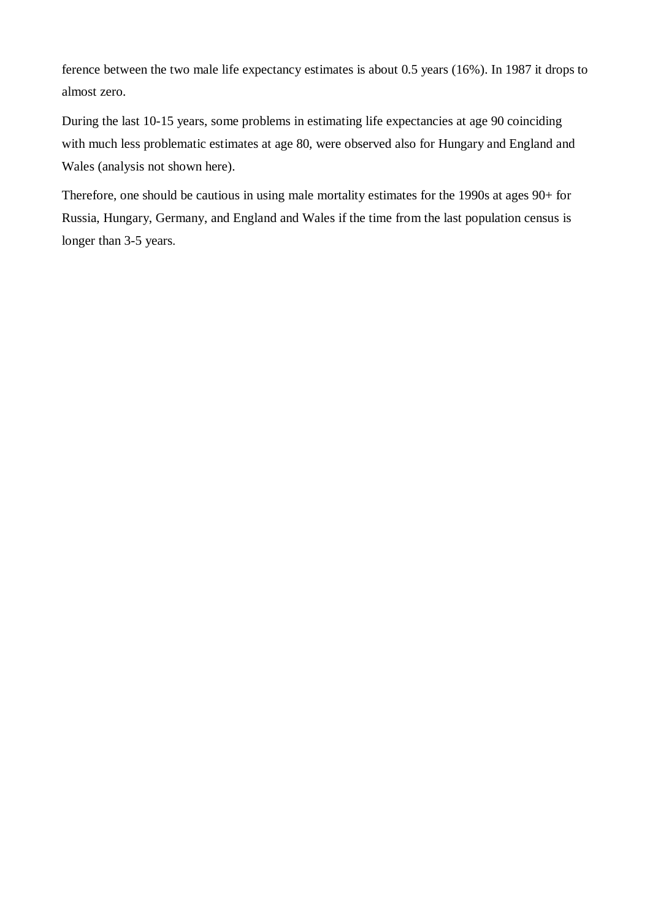ference between the two male life expectancy estimates is about 0.5 years (16%). In 1987 it drops to almost zero.

During the last 10-15 years, some problems in estimating life expectancies at age 90 coinciding with much less problematic estimates at age 80, were observed also for Hungary and England and Wales (analysis not shown here).

Therefore, one should be cautious in using male mortality estimates for the 1990s at ages 90+ for Russia, Hungary, Germany, and England and Wales if the time from the last population census is longer than 3-5 years.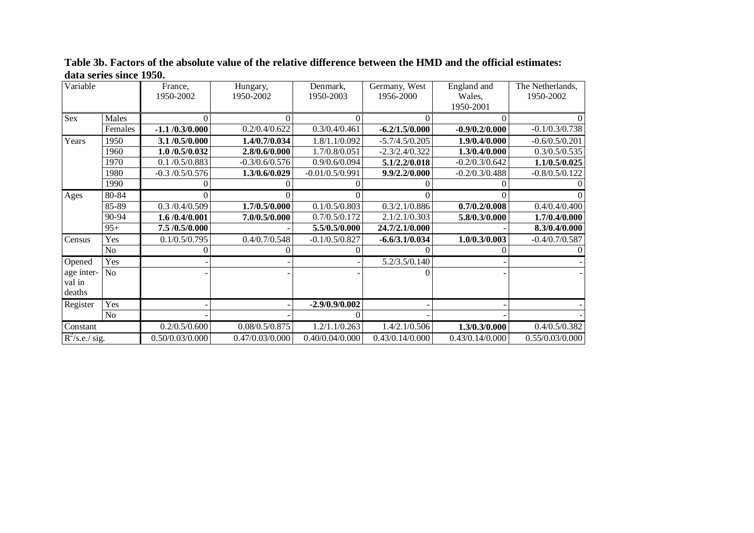**Table 3b. Factors of the absolute value of the relative difference between the HMD and the official estimates: data series since 1950.**

| Variable | | France, 1950-2002 | Hungary, 1950-2002 | Denmark, 1950-2003 | Germany, West 1956-2000 | England and Wales, 1950-2001 | The Netherlands, 1950-2002 |
|---|---|---|---|---|---|---|---|
| Sex | Males | 0 | 0 | 0 | 0 | 0 | 0 |
| | Females | **-1.1 /0.3/0.000** | 0.2/0.4/0.622 | 0.3/0.4/0.461 | **-6.2/1.5/0.000** | **-0.9/0.2/0.000** | -0.1/0.3/0.738 |
| Years | 1950 | **3.1 /0.5/0.000** | **1.4/0.7/0.034** | 1.8/1.1/0.092 | -5.7/4.5/0.205 | **1.9/0.4/0.000** | -0.6/0.5/0.201 |
| | 1960 | **1.0 /0.5/0.032** | **2.8/0.6/0.000** | 1.7/0.8/0.051 | -2.3/2.4/0.322 | **1.3/0.4/0.000** | 0.3/0.5/0.535 |
| | 1970 | 0.1 /0.5/0.883 | -0.3/0.6/0.576 | 0.9/0.6/0.094 | **5.1/2.2/0.018** | -0.2/0.3/0.642 | **1.1/0.5/0.025** |
| | 1980 | -0.3 /0.5/0.576 | **1.3/0.6/0.029** | -0.01/0.5/0.991 | **9.9/2.2/0.000** | -0.2/0.3/0.488 | -0.8/0.5/0.122 |
| | 1990 | 0 | 0 | 0 | 0 | 0 | 0 |
| Ages | 80-84 | 0 | 0 | 0 | 0 | 0 | 0 |
| | 85-89 | 0.3 /0.4/0.509 | **1.7/0.5/0.000** | 0.1/0.5/0.803 | 0.3/2.1/0.886 | **0.7/0.2/0.008** | 0.4/0.4/0.400 |
| | 90-94 | **1.6 /0.4/0.001** | **7.0/0.5/0.000** | 0.7/0.5/0.172 | 2.1/2.1/0.303 | **5.8/0.3/0.000** | **1.7/0.4/0.000** |
| | 95+ | **7.5 /0.5/0.000** | - | **5.5/0.5/0.000** | **24.7/2.1/0.000** | - | **8.3/0.4/0.000** |
| Census | Yes | 0.1/0.5/0.795 | 0.4/0.7/0.548 | -0.1/0.5/0.827 | **-6.6/3.1/0.034** | **1.0/0.3/0.003** | -0.4/0.7/0.587 |
| | No | 0 | 0 | 0 | 0 | 0 | 0 |
| Opened age interval in deaths | Yes | - | - | - | 5.2/3.5/0.140 | - | - |
| | No | - | - | - | 0 | - | - |
| Register | Yes | - | - | **-2.9/0.9/0.002** | - | - | - |
| | No | - | - | 0 | - | - | - |
| Constant | | 0.2/0.5/0.600 | 0.08/0.5/0.875 | 1.2/1.1/0.263 | 1.4/2.1/0.506 | **1.3/0.3/0.000** | 0.4/0.5/0.382 |
| $R^2$/s.e./ sig. | | 0.50/0.03/0.000 | 0.47/0.03/0.000 | 0.40/0.04/0.000 | 0.43/0.14/0.000 | 0.43/0.14/0.000 | 0.55/0.03/0.000 |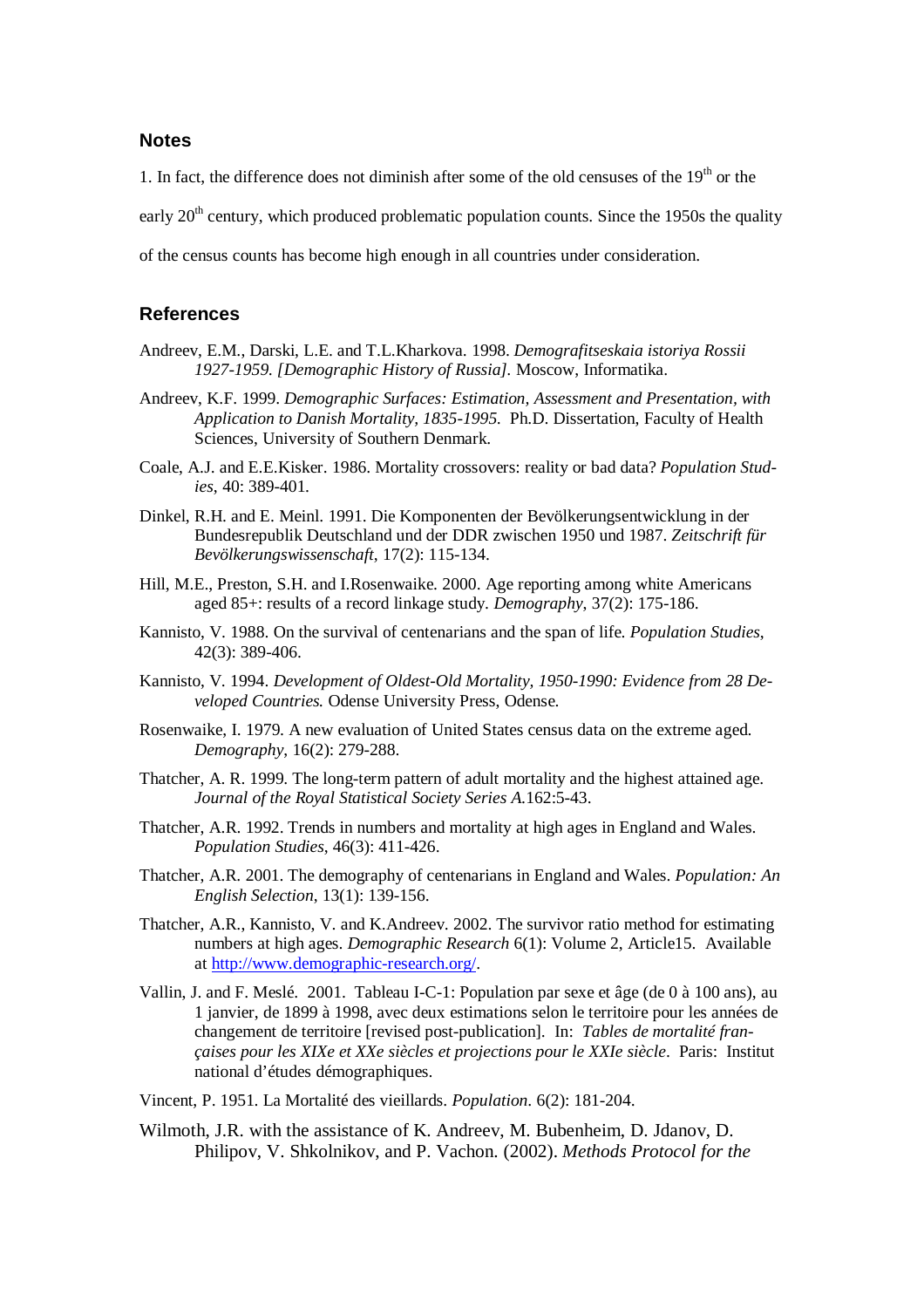## Notes

1. In fact, the difference does not diminish after some of the old censuses of the 19th or the early 20th century, which produced problematic population counts. Since the 1950s the quality of the census counts has become high enough in all countries under consideration.

## References

Andreev, E.M., Darski, L.E. and T.L.Kharkova. 1998. *Demografitseskaia istoriya Rossii 1927-1959. [Demographic History of Russia].* Moscow, Informatika.

Andreev, K.F. 1999. *Demographic Surfaces: Estimation, Assessment and Presentation, with Application to Danish Mortality, 1835-1995.* Ph.D. Dissertation, Faculty of Health Sciences, University of Southern Denmark.

Coale, A.J. and E.E.Kisker. 1986. Mortality crossovers: reality or bad data? *Population Studies*, 40: 389-401.

Dinkel, R.H. and E. Meinl. 1991. Die Komponenten der Bevölkerungsentwicklung in der Bundesrepublik Deutschland und der DDR zwischen 1950 und 1987. *Zeitschrift für Bevölkerungswissenschaft*, 17(2): 115-134.

Hill, M.E., Preston, S.H. and I.Rosenwaike. 2000. Age reporting among white Americans aged 85+: results of a record linkage study. *Demography*, 37(2): 175-186.

Kannisto, V. 1988. On the survival of centenarians and the span of life. *Population Studies*, 42(3): 389-406.

Kannisto, V. 1994. *Development of Oldest-Old Mortality, 1950-1990: Evidence from 28 Developed Countries.* Odense University Press, Odense.

Rosenwaike, I. 1979. A new evaluation of United States census data on the extreme aged. *Demography*, 16(2): 279-288.

Thatcher, A. R. 1999. The long-term pattern of adult mortality and the highest attained age. *Journal of the Royal Statistical Society Series A*.162:5-43.

Thatcher, A.R. 1992. Trends in numbers and mortality at high ages in England and Wales. *Population Studies*, 46(3): 411-426.

Thatcher, A.R. 2001. The demography of centenarians in England and Wales. *Population: An English Selection*, 13(1): 139-156.

Thatcher, A.R., Kannisto, V. and K.Andreev. 2002. The survivor ratio method for estimating numbers at high ages. *Demographic Research* 6(1): Volume 2, Article15. Available at http://www.demographic-research.org/.

Vallin, J. and F. Meslé. 2001. Tableau I-C-1: Population par sexe et âge (de 0 à 100 ans), au 1 janvier, de 1899 à 1998, avec deux estimations selon le territoire pour les années de changement de territoire [revised post-publication]. In: *Tables de mortalité françaises pour les XIXe et XXe siècles et projections pour le XXIe siècle*. Paris: Institut national d'études démographiques.

Vincent, P. 1951. La Mortalité des vieillards. *Population*. 6(2): 181-204.

Wilmoth, J.R. with the assistance of K. Andreev, M. Bubenheim, D. Jdanov, D. Philipov, V. Shkolnikov, and P. Vachon. (2002). *Methods Protocol for the*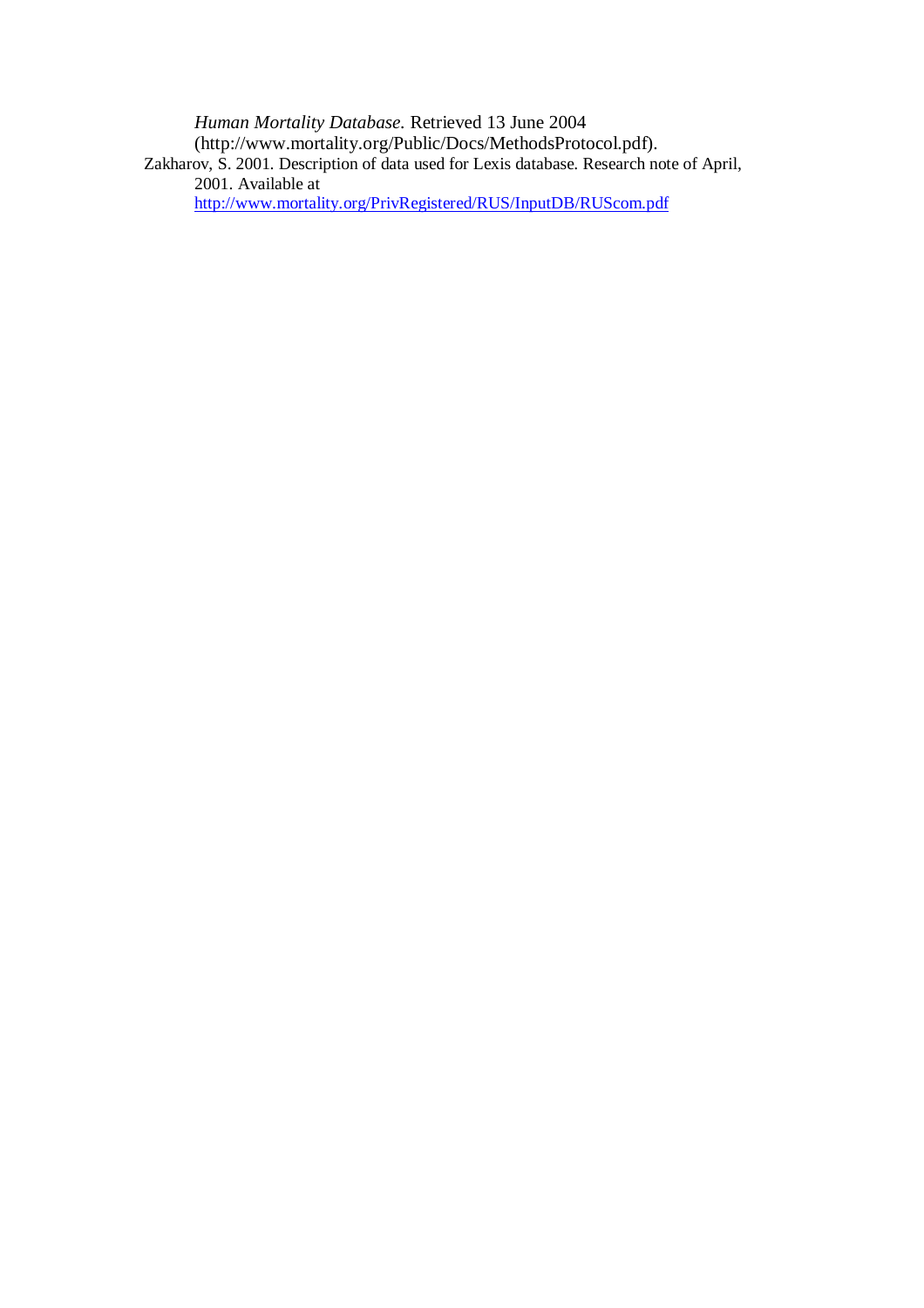*Human Mortality Database*. Retrieved 13 June 2004 (http://www.mortality.org/Public/Docs/MethodsProtocol.pdf).

Zakharov, S. 2001. Description of data used for Lexis database. Research note of April, 2001. Available at http://www.mortality.org/PrivRegistered/RUS/InputDB/RUScom.pdf